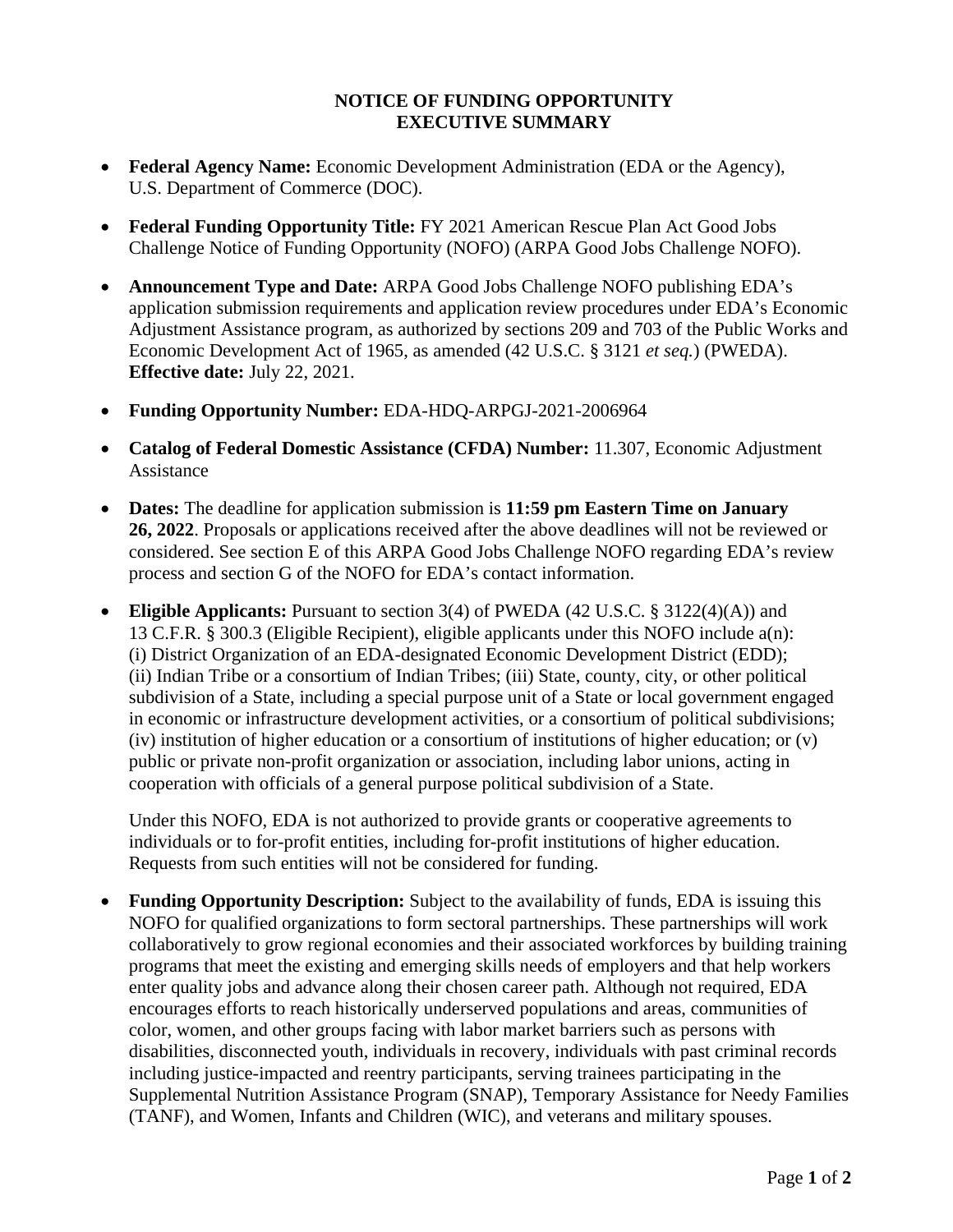# NOTICE OF FUNDING OPPORTUNITY
# EXECUTIVE SUMMARY

- **Federal Agency Name:** Economic Development Administration (EDA or the Agency), U.S. Department of Commerce (DOC).

- **Federal Funding Opportunity Title:** FY 2021 American Rescue Plan Act Good Jobs Challenge Notice of Funding Opportunity (NOFO) (ARPA Good Jobs Challenge NOFO).

- **Announcement Type and Date:** ARPA Good Jobs Challenge NOFO publishing EDA's application submission requirements and application review procedures under EDA's Economic Adjustment Assistance program, as authorized by sections 209 and 703 of the Public Works and Economic Development Act of 1965, as amended (42 U.S.C. § 3121 *et seq.*) (PWEDA). **Effective date:** July 22, 2021.

- **Funding Opportunity Number:** EDA-HDQ-ARPGJ-2021-2006964

- **Catalog of Federal Domestic Assistance (CFDA) Number:** 11.307, Economic Adjustment Assistance

- **Dates:** The deadline for application submission is **11:59 pm Eastern Time on January 26, 2022**. Proposals or applications received after the above deadlines will not be reviewed or considered. See section E of this ARPA Good Jobs Challenge NOFO regarding EDA's review process and section G of the NOFO for EDA's contact information.

- **Eligible Applicants:** Pursuant to section 3(4) of PWEDA (42 U.S.C. § 3122(4)(A)) and 13 C.F.R. § 300.3 (Eligible Recipient), eligible applicants under this NOFO include a(n): (i) District Organization of an EDA-designated Economic Development District (EDD); (ii) Indian Tribe or a consortium of Indian Tribes; (iii) State, county, city, or other political subdivision of a State, including a special purpose unit of a State or local government engaged in economic or infrastructure development activities, or a consortium of political subdivisions; (iv) institution of higher education or a consortium of institutions of higher education; or (v) public or private non-profit organization or association, including labor unions, acting in cooperation with officials of a general purpose political subdivision of a State.

  Under this NOFO, EDA is not authorized to provide grants or cooperative agreements to individuals or to for-profit entities, including for-profit institutions of higher education. Requests from such entities will not be considered for funding.

- **Funding Opportunity Description:** Subject to the availability of funds, EDA is issuing this NOFO for qualified organizations to form sectoral partnerships. These partnerships will work collaboratively to grow regional economies and their associated workforces by building training programs that meet the existing and emerging skills needs of employers and that help workers enter quality jobs and advance along their chosen career path. Although not required, EDA encourages efforts to reach historically underserved populations and areas, communities of color, women, and other groups facing with labor market barriers such as persons with disabilities, disconnected youth, individuals in recovery, individuals with past criminal records including justice-impacted and reentry participants, serving trainees participating in the Supplemental Nutrition Assistance Program (SNAP), Temporary Assistance for Needy Families (TANF), and Women, Infants and Children (WIC), and veterans and military spouses.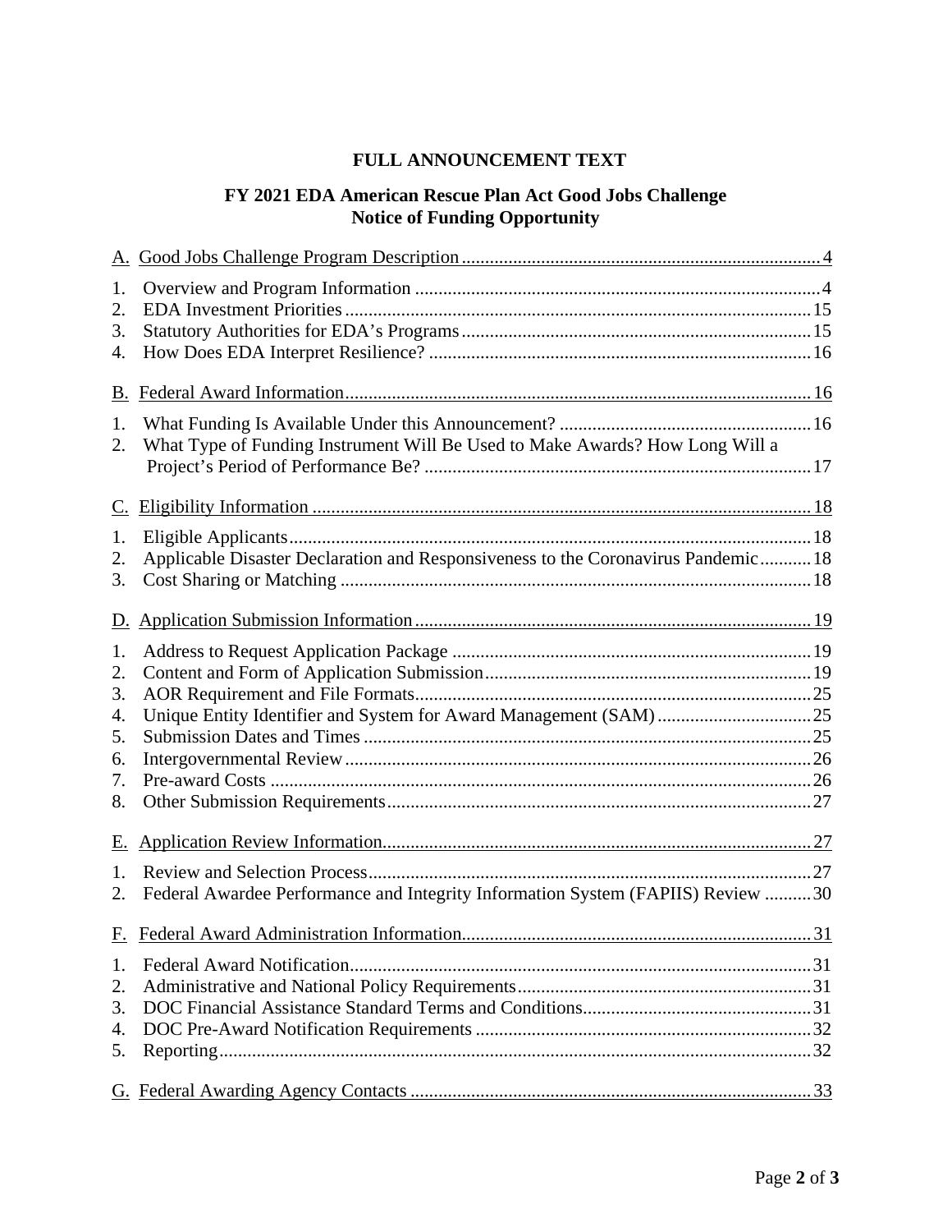# FULL ANNOUNCEMENT TEXT

## FY 2021 EDA American Rescue Plan Act Good Jobs Challenge Notice of Funding Opportunity

A. Good Jobs Challenge Program Description .... 4

1. Overview and Program Information .... 4
2. EDA Investment Priorities .... 15
3. Statutory Authorities for EDA's Programs .... 15
4. How Does EDA Interpret Resilience? .... 16

B. Federal Award Information .... 16

1. What Funding Is Available Under this Announcement? .... 16
2. What Type of Funding Instrument Will Be Used to Make Awards? How Long Will a Project's Period of Performance Be? .... 17

C. Eligibility Information .... 18

1. Eligible Applicants .... 18
2. Applicable Disaster Declaration and Responsiveness to the Coronavirus Pandemic .... 18
3. Cost Sharing or Matching .... 18

D. Application Submission Information .... 19

1. Address to Request Application Package .... 19
2. Content and Form of Application Submission .... 19
3. AOR Requirement and File Formats .... 25
4. Unique Entity Identifier and System for Award Management (SAM) .... 25
5. Submission Dates and Times .... 25
6. Intergovernmental Review .... 26
7. Pre-award Costs .... 26
8. Other Submission Requirements .... 27

E. Application Review Information .... 27

1. Review and Selection Process .... 27
2. Federal Awardee Performance and Integrity Information System (FAPIIS) Review .... 30

F. Federal Award Administration Information .... 31

1. Federal Award Notification .... 31
2. Administrative and National Policy Requirements .... 31
3. DOC Financial Assistance Standard Terms and Conditions .... 31
4. DOC Pre-Award Notification Requirements .... 32
5. Reporting .... 32

G. Federal Awarding Agency Contacts .... 33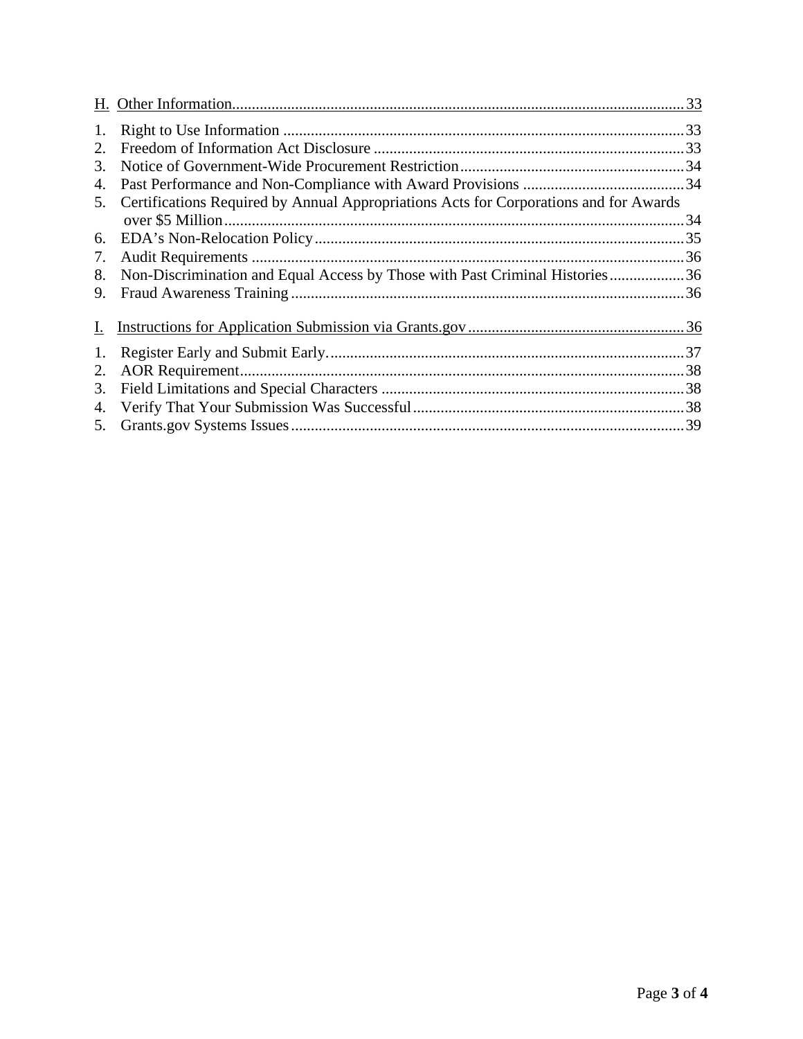H. Other Information .......... 33

1. Right to Use Information .......... 33
2. Freedom of Information Act Disclosure .......... 33
3. Notice of Government-Wide Procurement Restriction .......... 34
4. Past Performance and Non-Compliance with Award Provisions .......... 34
5. Certifications Required by Annual Appropriations Acts for Corporations and for Awards over $5 Million .......... 34
6. EDA's Non-Relocation Policy .......... 35
7. Audit Requirements .......... 36
8. Non-Discrimination and Equal Access by Those with Past Criminal Histories .......... 36
9. Fraud Awareness Training .......... 36

I. Instructions for Application Submission via Grants.gov .......... 36

1. Register Early and Submit Early .......... 37
2. AOR Requirement .......... 38
3. Field Limitations and Special Characters .......... 38
4. Verify That Your Submission Was Successful .......... 38
5. Grants.gov Systems Issues .......... 39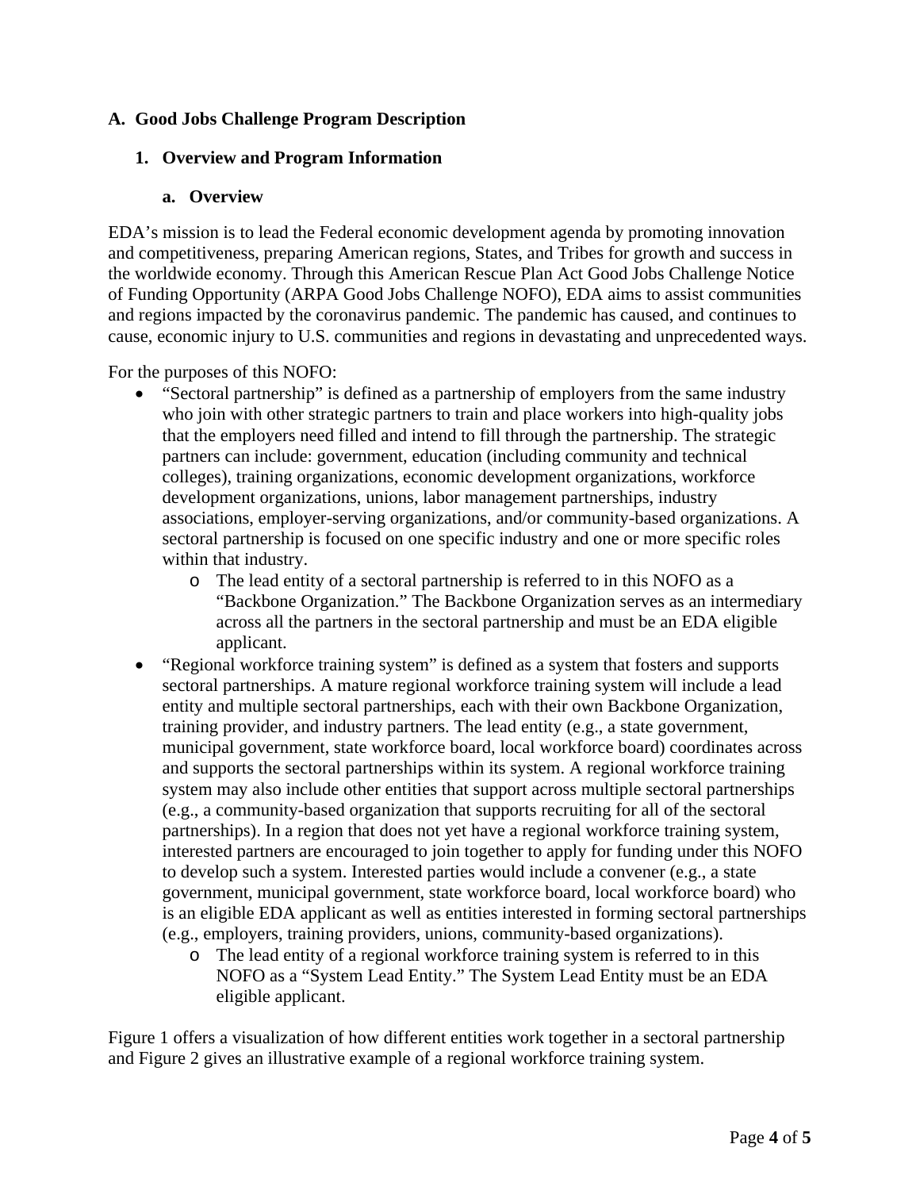## A. Good Jobs Challenge Program Description

### 1. Overview and Program Information

#### a. Overview

EDA's mission is to lead the Federal economic development agenda by promoting innovation and competitiveness, preparing American regions, States, and Tribes for growth and success in the worldwide economy. Through this American Rescue Plan Act Good Jobs Challenge Notice of Funding Opportunity (ARPA Good Jobs Challenge NOFO), EDA aims to assist communities and regions impacted by the coronavirus pandemic. The pandemic has caused, and continues to cause, economic injury to U.S. communities and regions in devastating and unprecedented ways.

For the purposes of this NOFO:

- "Sectoral partnership" is defined as a partnership of employers from the same industry who join with other strategic partners to train and place workers into high-quality jobs that the employers need filled and intend to fill through the partnership. The strategic partners can include: government, education (including community and technical colleges), training organizations, economic development organizations, workforce development organizations, unions, labor management partnerships, industry associations, employer-serving organizations, and/or community-based organizations. A sectoral partnership is focused on one specific industry and one or more specific roles within that industry.
  - The lead entity of a sectoral partnership is referred to in this NOFO as a "Backbone Organization." The Backbone Organization serves as an intermediary across all the partners in the sectoral partnership and must be an EDA eligible applicant.
- "Regional workforce training system" is defined as a system that fosters and supports sectoral partnerships. A mature regional workforce training system will include a lead entity and multiple sectoral partnerships, each with their own Backbone Organization, training provider, and industry partners. The lead entity (e.g., a state government, municipal government, state workforce board, local workforce board) coordinates across and supports the sectoral partnerships within its system. A regional workforce training system may also include other entities that support across multiple sectoral partnerships (e.g., a community-based organization that supports recruiting for all of the sectoral partnerships). In a region that does not yet have a regional workforce training system, interested partners are encouraged to join together to apply for funding under this NOFO to develop such a system. Interested parties would include a convener (e.g., a state government, municipal government, state workforce board, local workforce board) who is an eligible EDA applicant as well as entities interested in forming sectoral partnerships (e.g., employers, training providers, unions, community-based organizations).
  - The lead entity of a regional workforce training system is referred to in this NOFO as a "System Lead Entity." The System Lead Entity must be an EDA eligible applicant.

Figure 1 offers a visualization of how different entities work together in a sectoral partnership and Figure 2 gives an illustrative example of a regional workforce training system.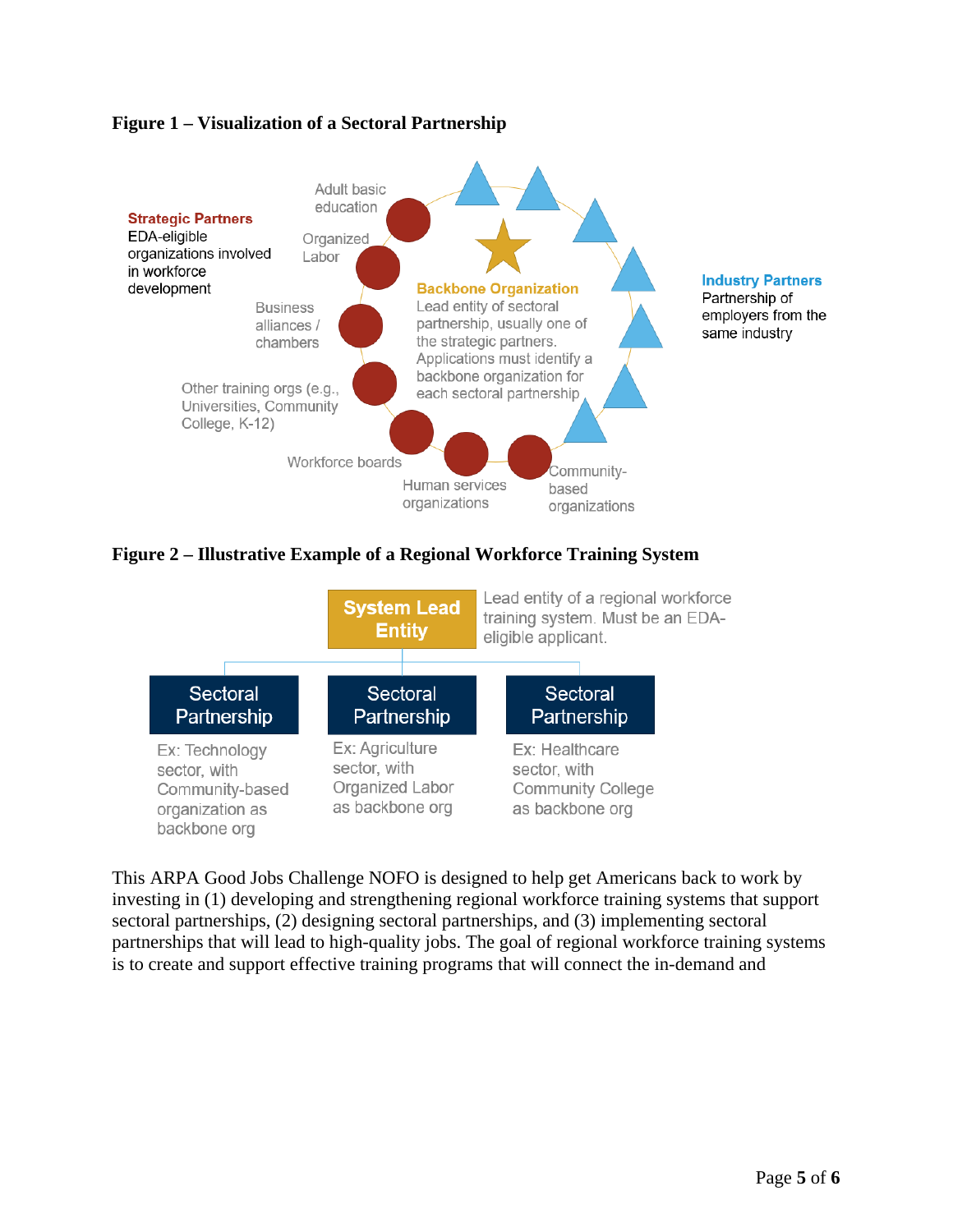**Figure 1 – Visualization of a Sectoral Partnership**

**Strategic Partners**
EDA-eligible organizations involved in workforce development

Adult basic education

Organized Labor

Business alliances / chambers

Other training orgs (e.g., Universities, Community College, K-12)

Workforce boards

Human services organizations

Community-based organizations

**Backbone Organization**
Lead entity of sectoral partnership, usually one of the strategic partners. Applications must identify a backbone organization for each sectoral partnership

**Industry Partners**
Partnership of employers from the same industry

**Figure 2 – Illustrative Example of a Regional Workforce Training System**

**System Lead Entity** – Lead entity of a regional workforce training system. Must be an EDA-eligible applicant.

| Sectoral Partnership | Sectoral Partnership | Sectoral Partnership |
| --- | --- | --- |
| Ex: Technology sector, with Community-based organization as backbone org | Ex: Agriculture sector, with Organized Labor as backbone org | Ex: Healthcare sector, with Community College as backbone org |

This ARPA Good Jobs Challenge NOFO is designed to help get Americans back to work by investing in (1) developing and strengthening regional workforce training systems that support sectoral partnerships, (2) designing sectoral partnerships, and (3) implementing sectoral partnerships that will lead to high-quality jobs. The goal of regional workforce training systems is to create and support effective training programs that will connect the in-demand and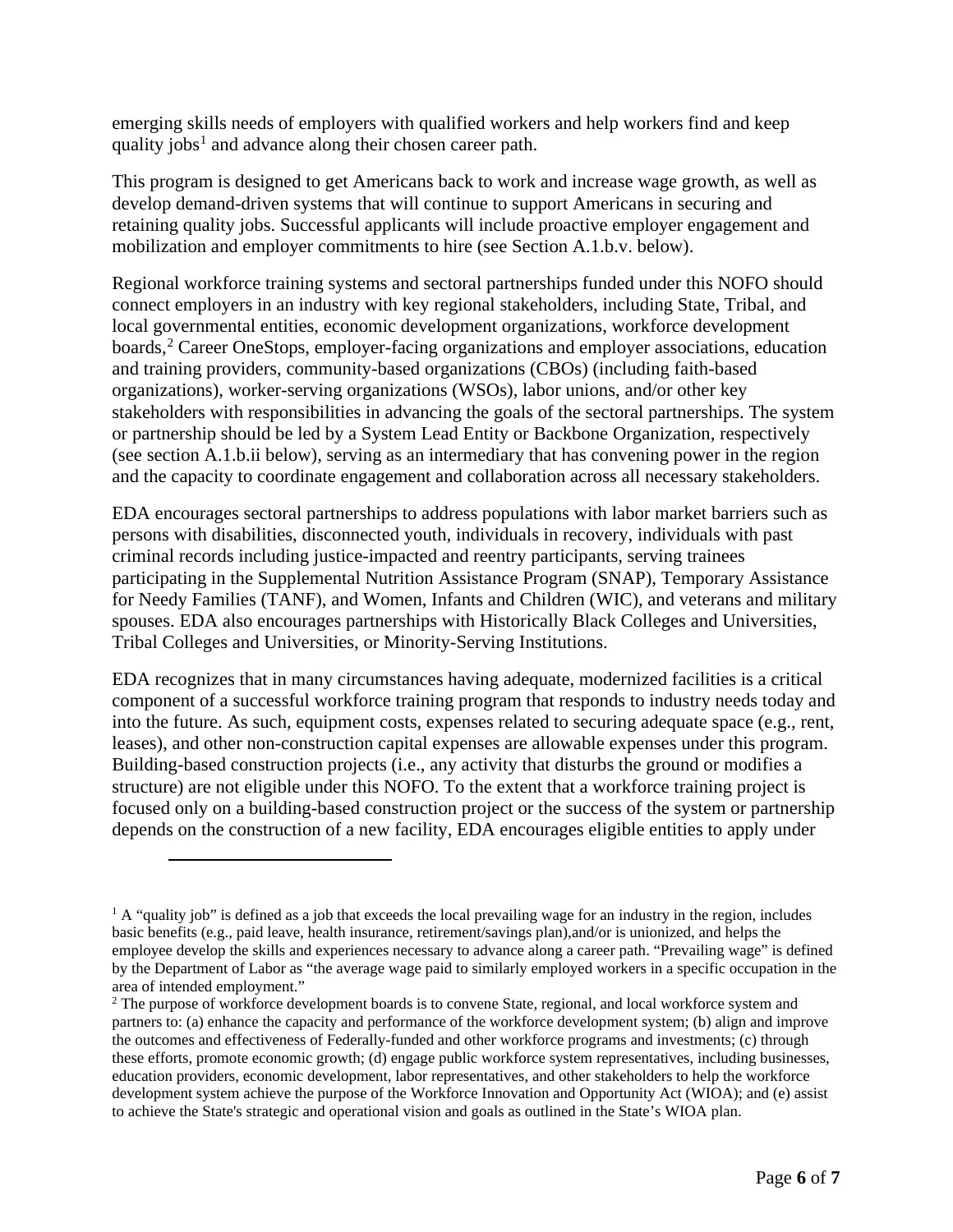emerging skills needs of employers with qualified workers and help workers find and keep quality jobs[1] and advance along their chosen career path.

This program is designed to get Americans back to work and increase wage growth, as well as develop demand-driven systems that will continue to support Americans in securing and retaining quality jobs. Successful applicants will include proactive employer engagement and mobilization and employer commitments to hire (see Section A.1.b.v. below).

Regional workforce training systems and sectoral partnerships funded under this NOFO should connect employers in an industry with key regional stakeholders, including State, Tribal, and local governmental entities, economic development organizations, workforce development boards,[2] Career OneStops, employer-facing organizations and employer associations, education and training providers, community-based organizations (CBOs) (including faith-based organizations), worker-serving organizations (WSOs), labor unions, and/or other key stakeholders with responsibilities in advancing the goals of the sectoral partnerships. The system or partnership should be led by a System Lead Entity or Backbone Organization, respectively (see section A.1.b.ii below), serving as an intermediary that has convening power in the region and the capacity to coordinate engagement and collaboration across all necessary stakeholders.

EDA encourages sectoral partnerships to address populations with labor market barriers such as persons with disabilities, disconnected youth, individuals in recovery, individuals with past criminal records including justice-impacted and reentry participants, serving trainees participating in the Supplemental Nutrition Assistance Program (SNAP), Temporary Assistance for Needy Families (TANF), and Women, Infants and Children (WIC), and veterans and military spouses. EDA also encourages partnerships with Historically Black Colleges and Universities, Tribal Colleges and Universities, or Minority-Serving Institutions.

EDA recognizes that in many circumstances having adequate, modernized facilities is a critical component of a successful workforce training program that responds to industry needs today and into the future. As such, equipment costs, expenses related to securing adequate space (e.g., rent, leases), and other non-construction capital expenses are allowable expenses under this program. Building-based construction projects (i.e., any activity that disturbs the ground or modifies a structure) are not eligible under this NOFO. To the extent that a workforce training project is focused only on a building-based construction project or the success of the system or partnership depends on the construction of a new facility, EDA encourages eligible entities to apply under

---

[1] A "quality job" is defined as a job that exceeds the local prevailing wage for an industry in the region, includes basic benefits (e.g., paid leave, health insurance, retirement/savings plan),and/or is unionized, and helps the employee develop the skills and experiences necessary to advance along a career path. "Prevailing wage" is defined by the Department of Labor as "the average wage paid to similarly employed workers in a specific occupation in the area of intended employment."

[2] The purpose of workforce development boards is to convene State, regional, and local workforce system and partners to: (a) enhance the capacity and performance of the workforce development system; (b) align and improve the outcomes and effectiveness of Federally-funded and other workforce programs and investments; (c) through these efforts, promote economic growth; (d) engage public workforce system representatives, including businesses, education providers, economic development, labor representatives, and other stakeholders to help the workforce development system achieve the purpose of the Workforce Innovation and Opportunity Act (WIOA); and (e) assist to achieve the State's strategic and operational vision and goals as outlined in the State's WIOA plan.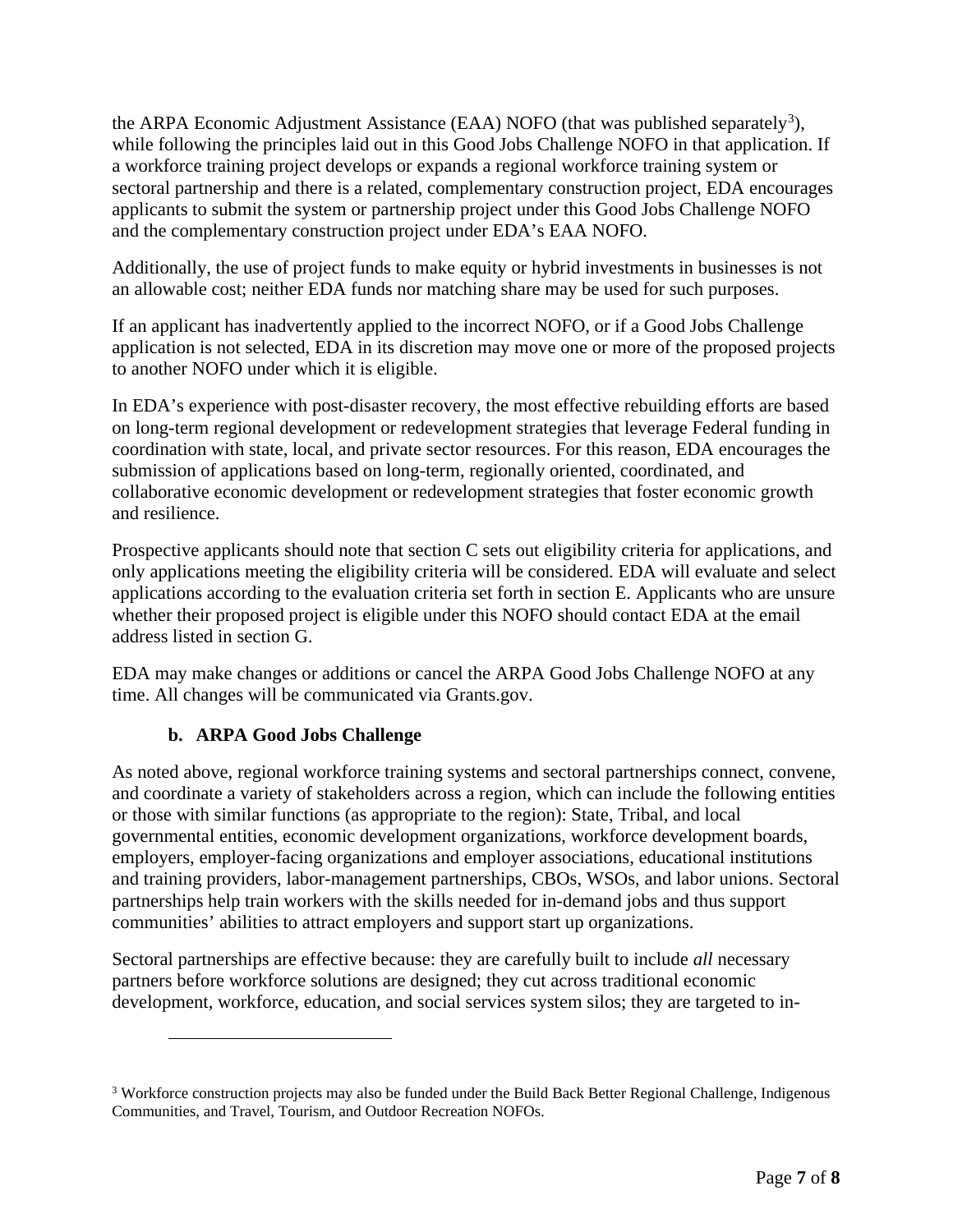the ARPA Economic Adjustment Assistance (EAA) NOFO (that was published separately[3]), while following the principles laid out in this Good Jobs Challenge NOFO in that application. If a workforce training project develops or expands a regional workforce training system or sectoral partnership and there is a related, complementary construction project, EDA encourages applicants to submit the system or partnership project under this Good Jobs Challenge NOFO and the complementary construction project under EDA's EAA NOFO.

Additionally, the use of project funds to make equity or hybrid investments in businesses is not an allowable cost; neither EDA funds nor matching share may be used for such purposes.

If an applicant has inadvertently applied to the incorrect NOFO, or if a Good Jobs Challenge application is not selected, EDA in its discretion may move one or more of the proposed projects to another NOFO under which it is eligible.

In EDA's experience with post-disaster recovery, the most effective rebuilding efforts are based on long-term regional development or redevelopment strategies that leverage Federal funding in coordination with state, local, and private sector resources. For this reason, EDA encourages the submission of applications based on long-term, regionally oriented, coordinated, and collaborative economic development or redevelopment strategies that foster economic growth and resilience.

Prospective applicants should note that section C sets out eligibility criteria for applications, and only applications meeting the eligibility criteria will be considered. EDA will evaluate and select applications according to the evaluation criteria set forth in section E. Applicants who are unsure whether their proposed project is eligible under this NOFO should contact EDA at the email address listed in section G.

EDA may make changes or additions or cancel the ARPA Good Jobs Challenge NOFO at any time. All changes will be communicated via Grants.gov.

### b. ARPA Good Jobs Challenge

As noted above, regional workforce training systems and sectoral partnerships connect, convene, and coordinate a variety of stakeholders across a region, which can include the following entities or those with similar functions (as appropriate to the region): State, Tribal, and local governmental entities, economic development organizations, workforce development boards, employers, employer-facing organizations and employer associations, educational institutions and training providers, labor-management partnerships, CBOs, WSOs, and labor unions. Sectoral partnerships help train workers with the skills needed for in-demand jobs and thus support communities' abilities to attract employers and support start up organizations.

Sectoral partnerships are effective because: they are carefully built to include *all* necessary partners before workforce solutions are designed; they cut across traditional economic development, workforce, education, and social services system silos; they are targeted to in-

---

[3] Workforce construction projects may also be funded under the Build Back Better Regional Challenge, Indigenous Communities, and Travel, Tourism, and Outdoor Recreation NOFOs.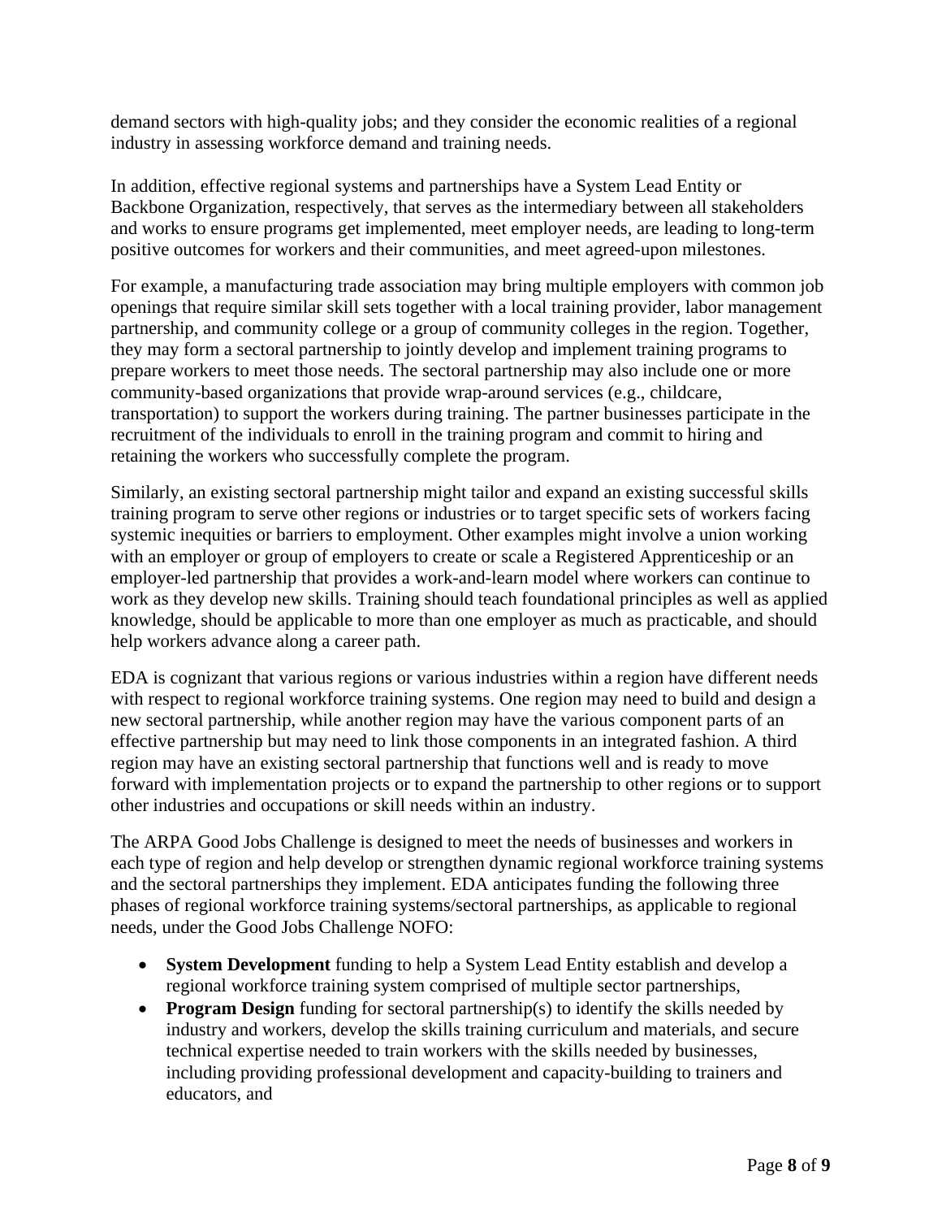demand sectors with high-quality jobs; and they consider the economic realities of a regional industry in assessing workforce demand and training needs.

In addition, effective regional systems and partnerships have a System Lead Entity or Backbone Organization, respectively, that serves as the intermediary between all stakeholders and works to ensure programs get implemented, meet employer needs, are leading to long-term positive outcomes for workers and their communities, and meet agreed-upon milestones.

For example, a manufacturing trade association may bring multiple employers with common job openings that require similar skill sets together with a local training provider, labor management partnership, and community college or a group of community colleges in the region. Together, they may form a sectoral partnership to jointly develop and implement training programs to prepare workers to meet those needs. The sectoral partnership may also include one or more community-based organizations that provide wrap-around services (e.g., childcare, transportation) to support the workers during training. The partner businesses participate in the recruitment of the individuals to enroll in the training program and commit to hiring and retaining the workers who successfully complete the program.

Similarly, an existing sectoral partnership might tailor and expand an existing successful skills training program to serve other regions or industries or to target specific sets of workers facing systemic inequities or barriers to employment. Other examples might involve a union working with an employer or group of employers to create or scale a Registered Apprenticeship or an employer-led partnership that provides a work-and-learn model where workers can continue to work as they develop new skills. Training should teach foundational principles as well as applied knowledge, should be applicable to more than one employer as much as practicable, and should help workers advance along a career path.

EDA is cognizant that various regions or various industries within a region have different needs with respect to regional workforce training systems. One region may need to build and design a new sectoral partnership, while another region may have the various component parts of an effective partnership but may need to link those components in an integrated fashion. A third region may have an existing sectoral partnership that functions well and is ready to move forward with implementation projects or to expand the partnership to other regions or to support other industries and occupations or skill needs within an industry.

The ARPA Good Jobs Challenge is designed to meet the needs of businesses and workers in each type of region and help develop or strengthen dynamic regional workforce training systems and the sectoral partnerships they implement. EDA anticipates funding the following three phases of regional workforce training systems/sectoral partnerships, as applicable to regional needs, under the Good Jobs Challenge NOFO:

- **System Development** funding to help a System Lead Entity establish and develop a regional workforce training system comprised of multiple sector partnerships,
- **Program Design** funding for sectoral partnership(s) to identify the skills needed by industry and workers, develop the skills training curriculum and materials, and secure technical expertise needed to train workers with the skills needed by businesses, including providing professional development and capacity-building to trainers and educators, and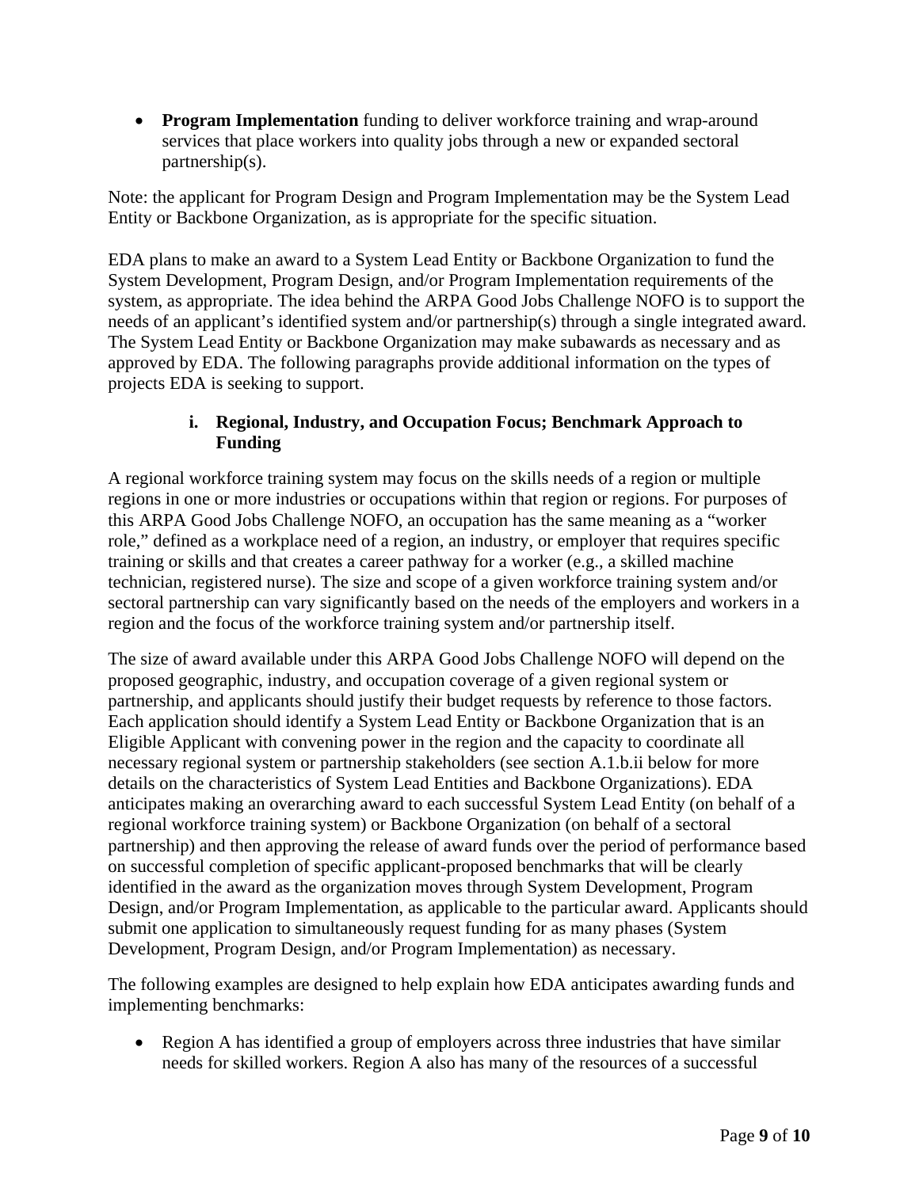- **Program Implementation** funding to deliver workforce training and wrap-around services that place workers into quality jobs through a new or expanded sectoral partnership(s).

Note: the applicant for Program Design and Program Implementation may be the System Lead Entity or Backbone Organization, as is appropriate for the specific situation.

EDA plans to make an award to a System Lead Entity or Backbone Organization to fund the System Development, Program Design, and/or Program Implementation requirements of the system, as appropriate. The idea behind the ARPA Good Jobs Challenge NOFO is to support the needs of an applicant's identified system and/or partnership(s) through a single integrated award. The System Lead Entity or Backbone Organization may make subawards as necessary and as approved by EDA. The following paragraphs provide additional information on the types of projects EDA is seeking to support.

#### i. Regional, Industry, and Occupation Focus; Benchmark Approach to Funding

A regional workforce training system may focus on the skills needs of a region or multiple regions in one or more industries or occupations within that region or regions. For purposes of this ARPA Good Jobs Challenge NOFO, an occupation has the same meaning as a "worker role," defined as a workplace need of a region, an industry, or employer that requires specific training or skills and that creates a career pathway for a worker (e.g., a skilled machine technician, registered nurse). The size and scope of a given workforce training system and/or sectoral partnership can vary significantly based on the needs of the employers and workers in a region and the focus of the workforce training system and/or partnership itself.

The size of award available under this ARPA Good Jobs Challenge NOFO will depend on the proposed geographic, industry, and occupation coverage of a given regional system or partnership, and applicants should justify their budget requests by reference to those factors. Each application should identify a System Lead Entity or Backbone Organization that is an Eligible Applicant with convening power in the region and the capacity to coordinate all necessary regional system or partnership stakeholders (see section A.1.b.ii below for more details on the characteristics of System Lead Entities and Backbone Organizations). EDA anticipates making an overarching award to each successful System Lead Entity (on behalf of a regional workforce training system) or Backbone Organization (on behalf of a sectoral partnership) and then approving the release of award funds over the period of performance based on successful completion of specific applicant-proposed benchmarks that will be clearly identified in the award as the organization moves through System Development, Program Design, and/or Program Implementation, as applicable to the particular award. Applicants should submit one application to simultaneously request funding for as many phases (System Development, Program Design, and/or Program Implementation) as necessary.

The following examples are designed to help explain how EDA anticipates awarding funds and implementing benchmarks:

- Region A has identified a group of employers across three industries that have similar needs for skilled workers. Region A also has many of the resources of a successful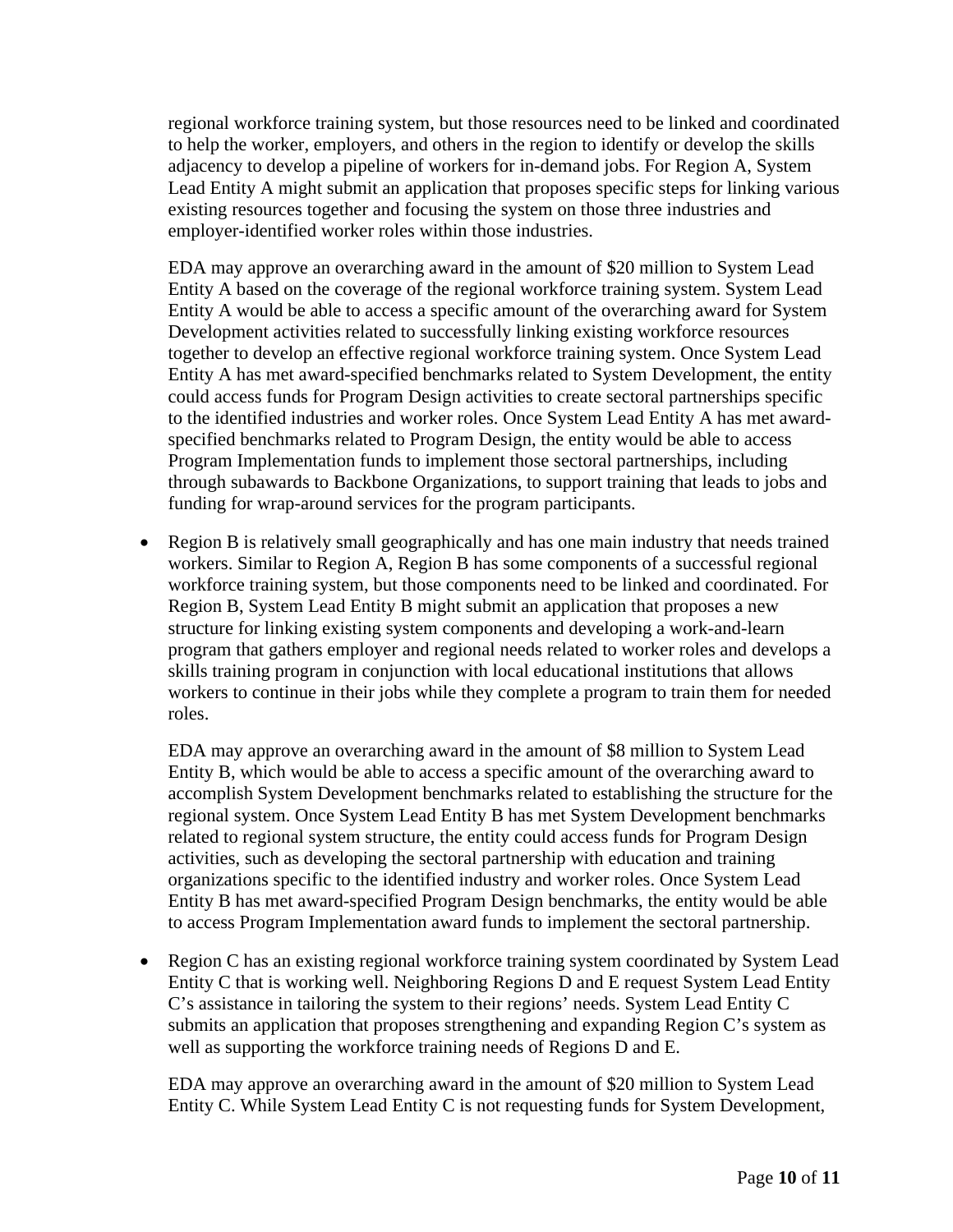regional workforce training system, but those resources need to be linked and coordinated to help the worker, employers, and others in the region to identify or develop the skills adjacency to develop a pipeline of workers for in-demand jobs. For Region A, System Lead Entity A might submit an application that proposes specific steps for linking various existing resources together and focusing the system on those three industries and employer-identified worker roles within those industries.

EDA may approve an overarching award in the amount of $20 million to System Lead Entity A based on the coverage of the regional workforce training system. System Lead Entity A would be able to access a specific amount of the overarching award for System Development activities related to successfully linking existing workforce resources together to develop an effective regional workforce training system. Once System Lead Entity A has met award-specified benchmarks related to System Development, the entity could access funds for Program Design activities to create sectoral partnerships specific to the identified industries and worker roles. Once System Lead Entity A has met award-specified benchmarks related to Program Design, the entity would be able to access Program Implementation funds to implement those sectoral partnerships, including through subawards to Backbone Organizations, to support training that leads to jobs and funding for wrap-around services for the program participants.

- Region B is relatively small geographically and has one main industry that needs trained workers. Similar to Region A, Region B has some components of a successful regional workforce training system, but those components need to be linked and coordinated. For Region B, System Lead Entity B might submit an application that proposes a new structure for linking existing system components and developing a work-and-learn program that gathers employer and regional needs related to worker roles and develops a skills training program in conjunction with local educational institutions that allows workers to continue in their jobs while they complete a program to train them for needed roles.

  EDA may approve an overarching award in the amount of $8 million to System Lead Entity B, which would be able to access a specific amount of the overarching award to accomplish System Development benchmarks related to establishing the structure for the regional system. Once System Lead Entity B has met System Development benchmarks related to regional system structure, the entity could access funds for Program Design activities, such as developing the sectoral partnership with education and training organizations specific to the identified industry and worker roles. Once System Lead Entity B has met award-specified Program Design benchmarks, the entity would be able to access Program Implementation award funds to implement the sectoral partnership.

- Region C has an existing regional workforce training system coordinated by System Lead Entity C that is working well. Neighboring Regions D and E request System Lead Entity C's assistance in tailoring the system to their regions' needs. System Lead Entity C submits an application that proposes strengthening and expanding Region C's system as well as supporting the workforce training needs of Regions D and E.

  EDA may approve an overarching award in the amount of $20 million to System Lead Entity C. While System Lead Entity C is not requesting funds for System Development,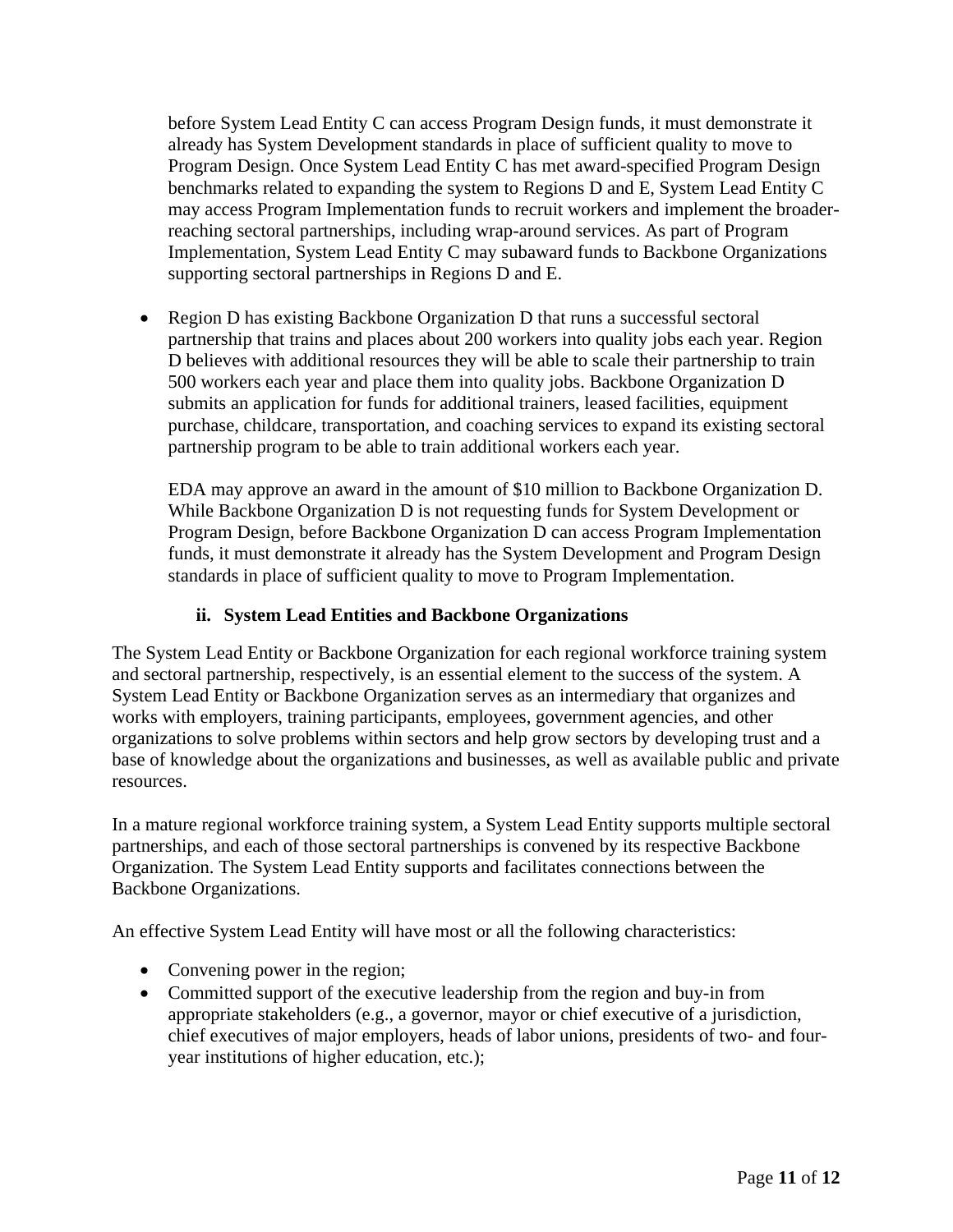before System Lead Entity C can access Program Design funds, it must demonstrate it already has System Development standards in place of sufficient quality to move to Program Design. Once System Lead Entity C has met award-specified Program Design benchmarks related to expanding the system to Regions D and E, System Lead Entity C may access Program Implementation funds to recruit workers and implement the broader-reaching sectoral partnerships, including wrap-around services. As part of Program Implementation, System Lead Entity C may subaward funds to Backbone Organizations supporting sectoral partnerships in Regions D and E.

- Region D has existing Backbone Organization D that runs a successful sectoral partnership that trains and places about 200 workers into quality jobs each year. Region D believes with additional resources they will be able to scale their partnership to train 500 workers each year and place them into quality jobs. Backbone Organization D submits an application for funds for additional trainers, leased facilities, equipment purchase, childcare, transportation, and coaching services to expand its existing sectoral partnership program to be able to train additional workers each year.

  EDA may approve an award in the amount of $10 million to Backbone Organization D. While Backbone Organization D is not requesting funds for System Development or Program Design, before Backbone Organization D can access Program Implementation funds, it must demonstrate it already has the System Development and Program Design standards in place of sufficient quality to move to Program Implementation.

#### ii. System Lead Entities and Backbone Organizations

The System Lead Entity or Backbone Organization for each regional workforce training system and sectoral partnership, respectively, is an essential element to the success of the system. A System Lead Entity or Backbone Organization serves as an intermediary that organizes and works with employers, training participants, employees, government agencies, and other organizations to solve problems within sectors and help grow sectors by developing trust and a base of knowledge about the organizations and businesses, as well as available public and private resources.

In a mature regional workforce training system, a System Lead Entity supports multiple sectoral partnerships, and each of those sectoral partnerships is convened by its respective Backbone Organization. The System Lead Entity supports and facilitates connections between the Backbone Organizations.

An effective System Lead Entity will have most or all the following characteristics:

- Convening power in the region;
- Committed support of the executive leadership from the region and buy-in from appropriate stakeholders (e.g., a governor, mayor or chief executive of a jurisdiction, chief executives of major employers, heads of labor unions, presidents of two- and four-year institutions of higher education, etc.);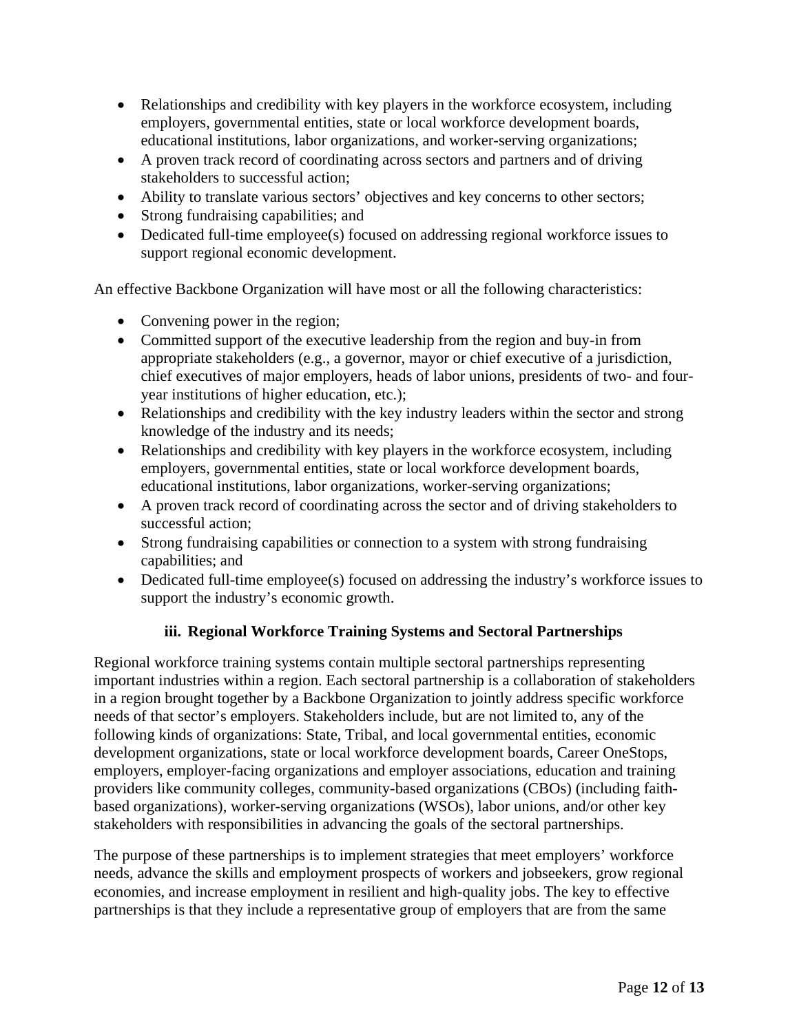- Relationships and credibility with key players in the workforce ecosystem, including employers, governmental entities, state or local workforce development boards, educational institutions, labor organizations, and worker-serving organizations;
- A proven track record of coordinating across sectors and partners and of driving stakeholders to successful action;
- Ability to translate various sectors' objectives and key concerns to other sectors;
- Strong fundraising capabilities; and
- Dedicated full-time employee(s) focused on addressing regional workforce issues to support regional economic development.

An effective Backbone Organization will have most or all the following characteristics:

- Convening power in the region;
- Committed support of the executive leadership from the region and buy-in from appropriate stakeholders (e.g., a governor, mayor or chief executive of a jurisdiction, chief executives of major employers, heads of labor unions, presidents of two- and four-year institutions of higher education, etc.);
- Relationships and credibility with the key industry leaders within the sector and strong knowledge of the industry and its needs;
- Relationships and credibility with key players in the workforce ecosystem, including employers, governmental entities, state or local workforce development boards, educational institutions, labor organizations, worker-serving organizations;
- A proven track record of coordinating across the sector and of driving stakeholders to successful action;
- Strong fundraising capabilities or connection to a system with strong fundraising capabilities; and
- Dedicated full-time employee(s) focused on addressing the industry's workforce issues to support the industry's economic growth.

### iii. Regional Workforce Training Systems and Sectoral Partnerships

Regional workforce training systems contain multiple sectoral partnerships representing important industries within a region. Each sectoral partnership is a collaboration of stakeholders in a region brought together by a Backbone Organization to jointly address specific workforce needs of that sector's employers. Stakeholders include, but are not limited to, any of the following kinds of organizations: State, Tribal, and local governmental entities, economic development organizations, state or local workforce development boards, Career OneStops, employers, employer-facing organizations and employer associations, education and training providers like community colleges, community-based organizations (CBOs) (including faith-based organizations), worker-serving organizations (WSOs), labor unions, and/or other key stakeholders with responsibilities in advancing the goals of the sectoral partnerships.

The purpose of these partnerships is to implement strategies that meet employers' workforce needs, advance the skills and employment prospects of workers and jobseekers, grow regional economies, and increase employment in resilient and high-quality jobs. The key to effective partnerships is that they include a representative group of employers that are from the same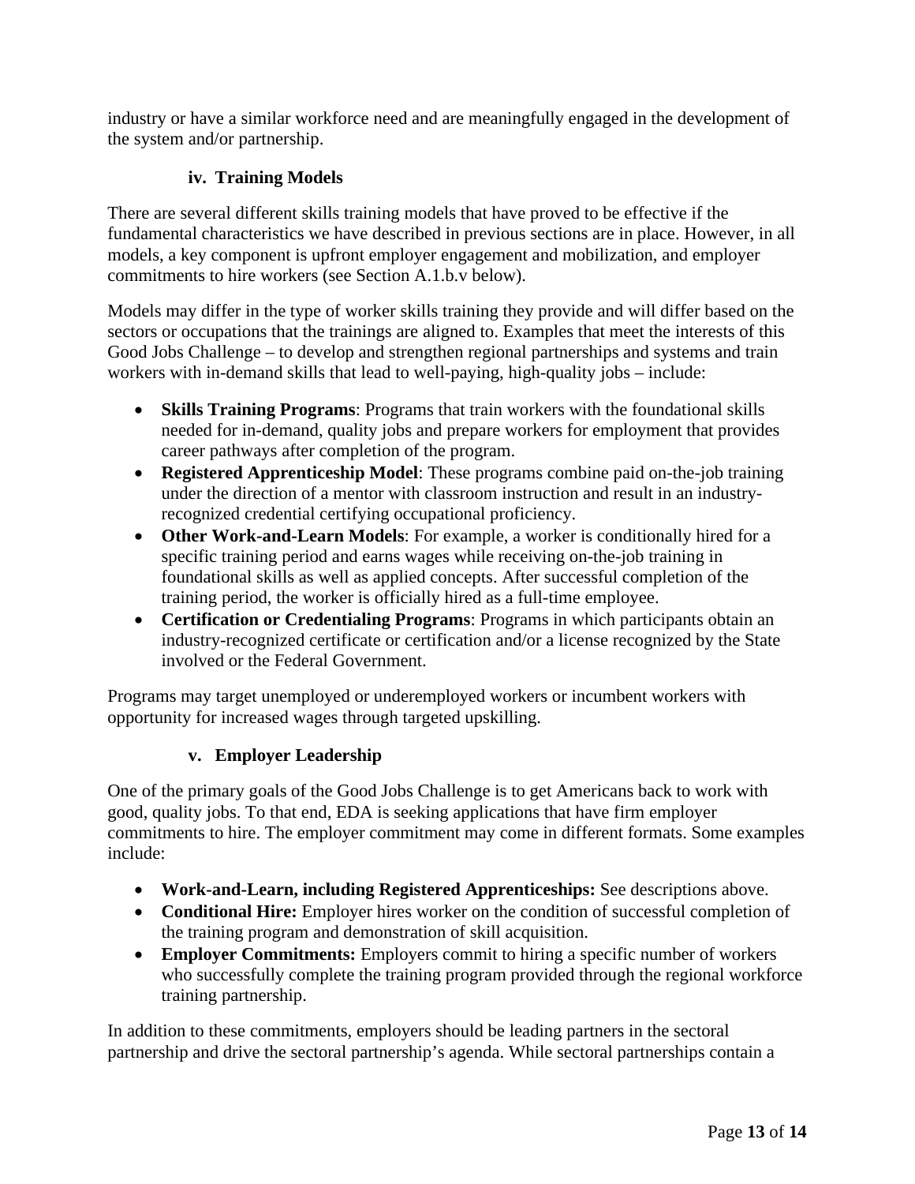industry or have a similar workforce need and are meaningfully engaged in the development of the system and/or partnership.

#### iv. Training Models

There are several different skills training models that have proved to be effective if the fundamental characteristics we have described in previous sections are in place. However, in all models, a key component is upfront employer engagement and mobilization, and employer commitments to hire workers (see Section A.1.b.v below).

Models may differ in the type of worker skills training they provide and will differ based on the sectors or occupations that the trainings are aligned to. Examples that meet the interests of this Good Jobs Challenge – to develop and strengthen regional partnerships and systems and train workers with in-demand skills that lead to well-paying, high-quality jobs – include:

- **Skills Training Programs**: Programs that train workers with the foundational skills needed for in-demand, quality jobs and prepare workers for employment that provides career pathways after completion of the program.
- **Registered Apprenticeship Model**: These programs combine paid on-the-job training under the direction of a mentor with classroom instruction and result in an industry-recognized credential certifying occupational proficiency.
- **Other Work-and-Learn Models**: For example, a worker is conditionally hired for a specific training period and earns wages while receiving on-the-job training in foundational skills as well as applied concepts. After successful completion of the training period, the worker is officially hired as a full-time employee.
- **Certification or Credentialing Programs**: Programs in which participants obtain an industry-recognized certificate or certification and/or a license recognized by the State involved or the Federal Government.

Programs may target unemployed or underemployed workers or incumbent workers with opportunity for increased wages through targeted upskilling.

#### v. Employer Leadership

One of the primary goals of the Good Jobs Challenge is to get Americans back to work with good, quality jobs. To that end, EDA is seeking applications that have firm employer commitments to hire. The employer commitment may come in different formats. Some examples include:

- **Work-and-Learn, including Registered Apprenticeships:** See descriptions above.
- **Conditional Hire:** Employer hires worker on the condition of successful completion of the training program and demonstration of skill acquisition.
- **Employer Commitments:** Employers commit to hiring a specific number of workers who successfully complete the training program provided through the regional workforce training partnership.

In addition to these commitments, employers should be leading partners in the sectoral partnership and drive the sectoral partnership's agenda. While sectoral partnerships contain a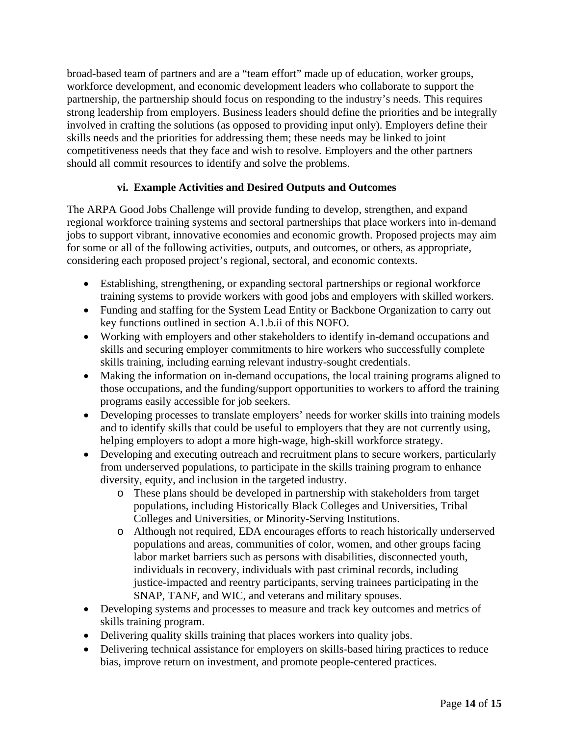broad-based team of partners and are a "team effort" made up of education, worker groups, workforce development, and economic development leaders who collaborate to support the partnership, the partnership should focus on responding to the industry's needs. This requires strong leadership from employers. Business leaders should define the priorities and be integrally involved in crafting the solutions (as opposed to providing input only). Employers define their skills needs and the priorities for addressing them; these needs may be linked to joint competitiveness needs that they face and wish to resolve. Employers and the other partners should all commit resources to identify and solve the problems.

### vi. Example Activities and Desired Outputs and Outcomes

The ARPA Good Jobs Challenge will provide funding to develop, strengthen, and expand regional workforce training systems and sectoral partnerships that place workers into in-demand jobs to support vibrant, innovative economies and economic growth. Proposed projects may aim for some or all of the following activities, outputs, and outcomes, or others, as appropriate, considering each proposed project's regional, sectoral, and economic contexts.

- Establishing, strengthening, or expanding sectoral partnerships or regional workforce training systems to provide workers with good jobs and employers with skilled workers.
- Funding and staffing for the System Lead Entity or Backbone Organization to carry out key functions outlined in section A.1.b.ii of this NOFO.
- Working with employers and other stakeholders to identify in-demand occupations and skills and securing employer commitments to hire workers who successfully complete skills training, including earning relevant industry-sought credentials.
- Making the information on in-demand occupations, the local training programs aligned to those occupations, and the funding/support opportunities to workers to afford the training programs easily accessible for job seekers.
- Developing processes to translate employers' needs for worker skills into training models and to identify skills that could be useful to employers that they are not currently using, helping employers to adopt a more high-wage, high-skill workforce strategy.
- Developing and executing outreach and recruitment plans to secure workers, particularly from underserved populations, to participate in the skills training program to enhance diversity, equity, and inclusion in the targeted industry.
  - These plans should be developed in partnership with stakeholders from target populations, including Historically Black Colleges and Universities, Tribal Colleges and Universities, or Minority-Serving Institutions.
  - Although not required, EDA encourages efforts to reach historically underserved populations and areas, communities of color, women, and other groups facing labor market barriers such as persons with disabilities, disconnected youth, individuals in recovery, individuals with past criminal records, including justice-impacted and reentry participants, serving trainees participating in the SNAP, TANF, and WIC, and veterans and military spouses.
- Developing systems and processes to measure and track key outcomes and metrics of skills training program.
- Delivering quality skills training that places workers into quality jobs.
- Delivering technical assistance for employers on skills-based hiring practices to reduce bias, improve return on investment, and promote people-centered practices.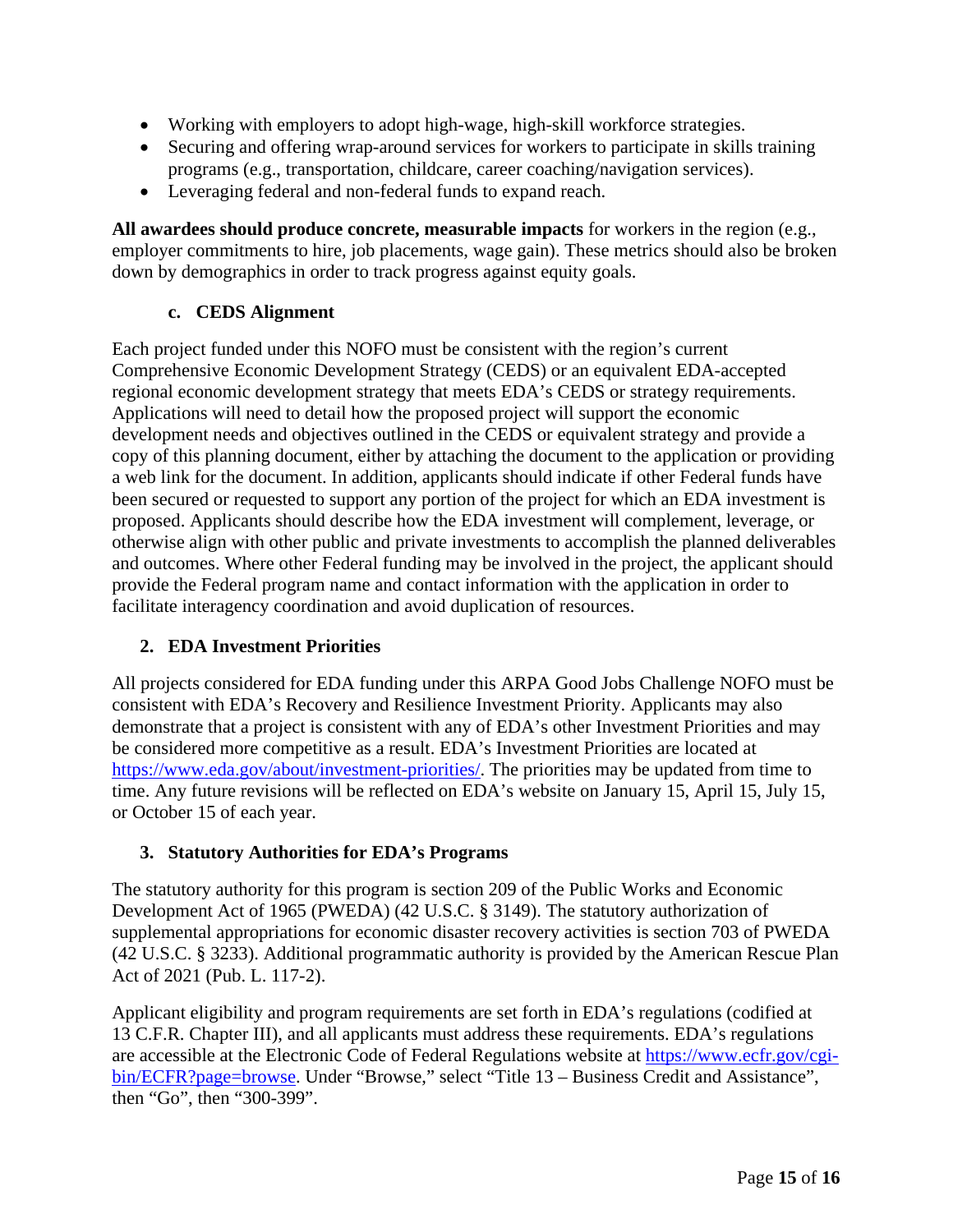- Working with employers to adopt high-wage, high-skill workforce strategies.
- Securing and offering wrap-around services for workers to participate in skills training programs (e.g., transportation, childcare, career coaching/navigation services).
- Leveraging federal and non-federal funds to expand reach.

**All awardees should produce concrete, measurable impacts** for workers in the region (e.g., employer commitments to hire, job placements, wage gain). These metrics should also be broken down by demographics in order to track progress against equity goals.

#### c. CEDS Alignment

Each project funded under this NOFO must be consistent with the region's current Comprehensive Economic Development Strategy (CEDS) or an equivalent EDA-accepted regional economic development strategy that meets EDA's CEDS or strategy requirements. Applications will need to detail how the proposed project will support the economic development needs and objectives outlined in the CEDS or equivalent strategy and provide a copy of this planning document, either by attaching the document to the application or providing a web link for the document. In addition, applicants should indicate if other Federal funds have been secured or requested to support any portion of the project for which an EDA investment is proposed. Applicants should describe how the EDA investment will complement, leverage, or otherwise align with other public and private investments to accomplish the planned deliverables and outcomes. Where other Federal funding may be involved in the project, the applicant should provide the Federal program name and contact information with the application in order to facilitate interagency coordination and avoid duplication of resources.

### 2. EDA Investment Priorities

All projects considered for EDA funding under this ARPA Good Jobs Challenge NOFO must be consistent with EDA's Recovery and Resilience Investment Priority. Applicants may also demonstrate that a project is consistent with any of EDA's other Investment Priorities and may be considered more competitive as a result. EDA's Investment Priorities are located at [https://www.eda.gov/about/investment-priorities/](https://www.eda.gov/about/investment-priorities/). The priorities may be updated from time to time. Any future revisions will be reflected on EDA's website on January 15, April 15, July 15, or October 15 of each year.

### 3. Statutory Authorities for EDA's Programs

The statutory authority for this program is section 209 of the Public Works and Economic Development Act of 1965 (PWEDA) (42 U.S.C. § 3149). The statutory authorization of supplemental appropriations for economic disaster recovery activities is section 703 of PWEDA (42 U.S.C. § 3233). Additional programmatic authority is provided by the American Rescue Plan Act of 2021 (Pub. L. 117-2).

Applicant eligibility and program requirements are set forth in EDA's regulations (codified at 13 C.F.R. Chapter III), and all applicants must address these requirements. EDA's regulations are accessible at the Electronic Code of Federal Regulations website at [https://www.ecfr.gov/cgi-bin/ECFR?page=browse](https://www.ecfr.gov/cgi-bin/ECFR?page=browse). Under "Browse," select "Title 13 – Business Credit and Assistance", then "Go", then "300-399".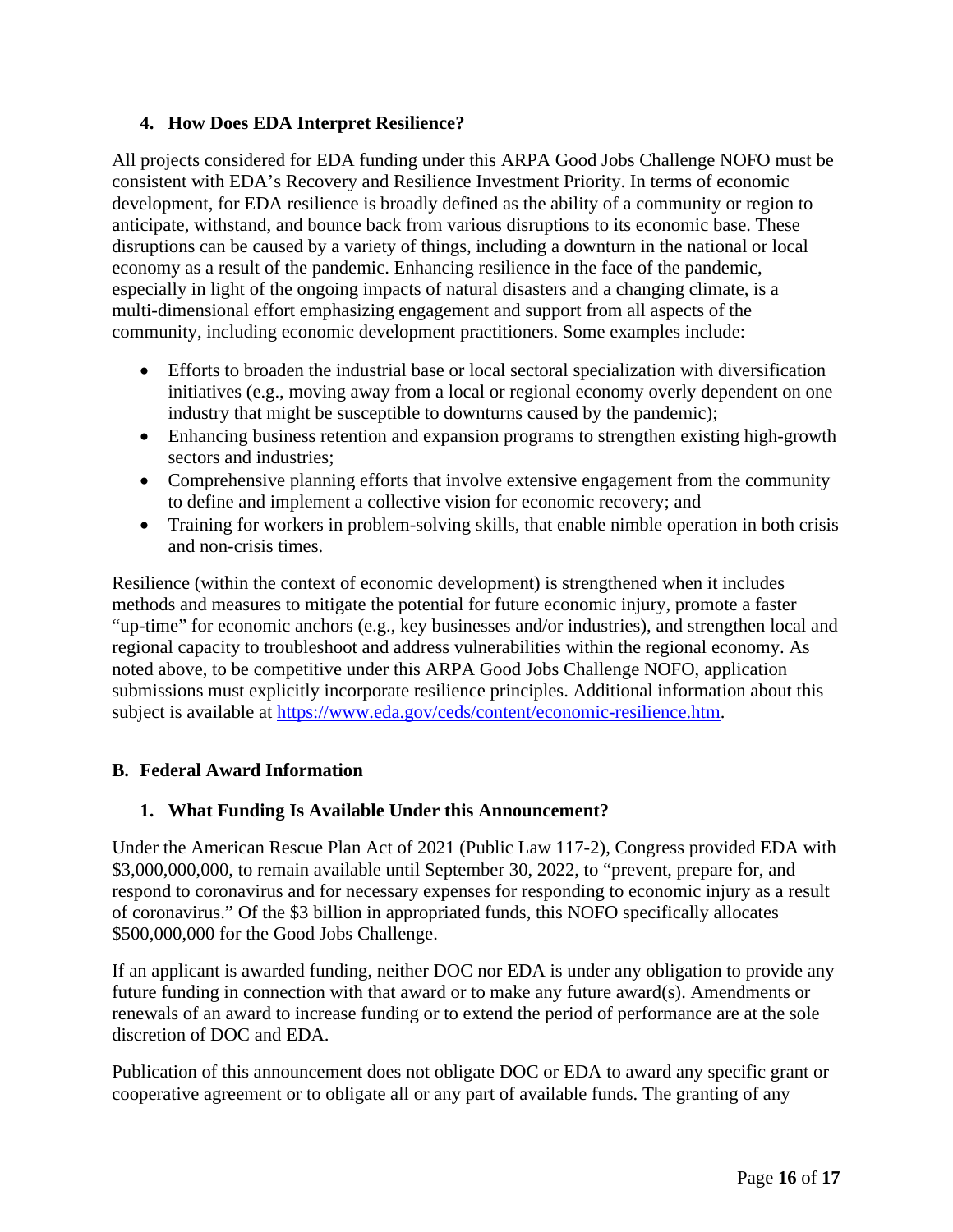### 4. How Does EDA Interpret Resilience?

All projects considered for EDA funding under this ARPA Good Jobs Challenge NOFO must be consistent with EDA's Recovery and Resilience Investment Priority. In terms of economic development, for EDA resilience is broadly defined as the ability of a community or region to anticipate, withstand, and bounce back from various disruptions to its economic base. These disruptions can be caused by a variety of things, including a downturn in the national or local economy as a result of the pandemic. Enhancing resilience in the face of the pandemic, especially in light of the ongoing impacts of natural disasters and a changing climate, is a multi-dimensional effort emphasizing engagement and support from all aspects of the community, including economic development practitioners. Some examples include:

- Efforts to broaden the industrial base or local sectoral specialization with diversification initiatives (e.g., moving away from a local or regional economy overly dependent on one industry that might be susceptible to downturns caused by the pandemic);
- Enhancing business retention and expansion programs to strengthen existing high-growth sectors and industries;
- Comprehensive planning efforts that involve extensive engagement from the community to define and implement a collective vision for economic recovery; and
- Training for workers in problem-solving skills, that enable nimble operation in both crisis and non-crisis times.

Resilience (within the context of economic development) is strengthened when it includes methods and measures to mitigate the potential for future economic injury, promote a faster "up-time" for economic anchors (e.g., key businesses and/or industries), and strengthen local and regional capacity to troubleshoot and address vulnerabilities within the regional economy. As noted above, to be competitive under this ARPA Good Jobs Challenge NOFO, application submissions must explicitly incorporate resilience principles. Additional information about this subject is available at https://www.eda.gov/ceds/content/economic-resilience.htm.

## B. Federal Award Information

### 1. What Funding Is Available Under this Announcement?

Under the American Rescue Plan Act of 2021 (Public Law 117-2), Congress provided EDA with $3,000,000,000, to remain available until September 30, 2022, to "prevent, prepare for, and respond to coronavirus and for necessary expenses for responding to economic injury as a result of coronavirus." Of the $3 billion in appropriated funds, this NOFO specifically allocates $500,000,000 for the Good Jobs Challenge.

If an applicant is awarded funding, neither DOC nor EDA is under any obligation to provide any future funding in connection with that award or to make any future award(s). Amendments or renewals of an award to increase funding or to extend the period of performance are at the sole discretion of DOC and EDA.

Publication of this announcement does not obligate DOC or EDA to award any specific grant or cooperative agreement or to obligate all or any part of available funds. The granting of any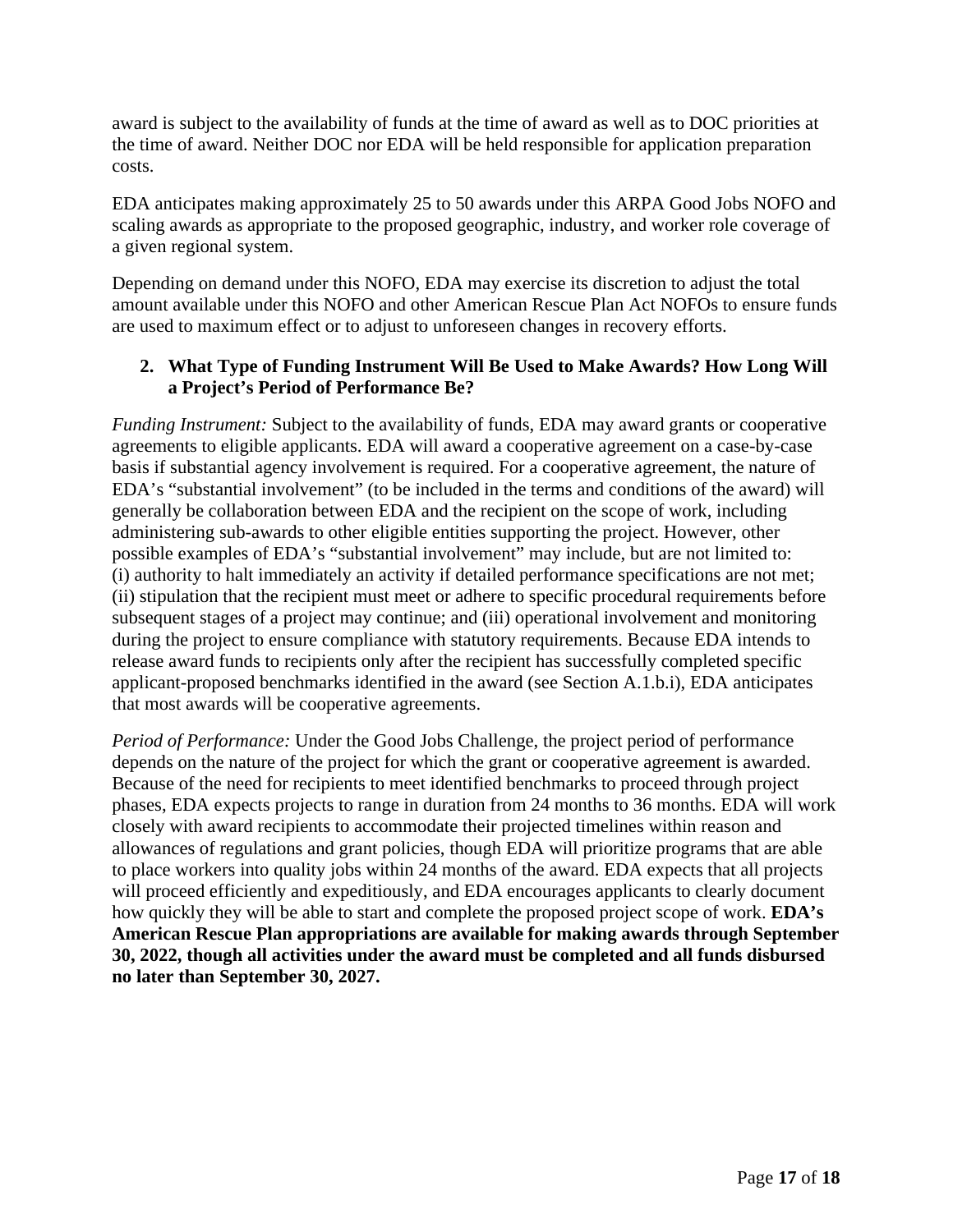award is subject to the availability of funds at the time of award as well as to DOC priorities at the time of award. Neither DOC nor EDA will be held responsible for application preparation costs.

EDA anticipates making approximately 25 to 50 awards under this ARPA Good Jobs NOFO and scaling awards as appropriate to the proposed geographic, industry, and worker role coverage of a given regional system.

Depending on demand under this NOFO, EDA may exercise its discretion to adjust the total amount available under this NOFO and other American Rescue Plan Act NOFOs to ensure funds are used to maximum effect or to adjust to unforeseen changes in recovery efforts.

### 2. What Type of Funding Instrument Will Be Used to Make Awards? How Long Will a Project's Period of Performance Be?

*Funding Instrument:* Subject to the availability of funds, EDA may award grants or cooperative agreements to eligible applicants. EDA will award a cooperative agreement on a case-by-case basis if substantial agency involvement is required. For a cooperative agreement, the nature of EDA's "substantial involvement" (to be included in the terms and conditions of the award) will generally be collaboration between EDA and the recipient on the scope of work, including administering sub-awards to other eligible entities supporting the project. However, other possible examples of EDA's "substantial involvement" may include, but are not limited to: (i) authority to halt immediately an activity if detailed performance specifications are not met; (ii) stipulation that the recipient must meet or adhere to specific procedural requirements before subsequent stages of a project may continue; and (iii) operational involvement and monitoring during the project to ensure compliance with statutory requirements. Because EDA intends to release award funds to recipients only after the recipient has successfully completed specific applicant-proposed benchmarks identified in the award (see Section A.1.b.i), EDA anticipates that most awards will be cooperative agreements.

*Period of Performance:* Under the Good Jobs Challenge, the project period of performance depends on the nature of the project for which the grant or cooperative agreement is awarded. Because of the need for recipients to meet identified benchmarks to proceed through project phases, EDA expects projects to range in duration from 24 months to 36 months. EDA will work closely with award recipients to accommodate their projected timelines within reason and allowances of regulations and grant policies, though EDA will prioritize programs that are able to place workers into quality jobs within 24 months of the award. EDA expects that all projects will proceed efficiently and expeditiously, and EDA encourages applicants to clearly document how quickly they will be able to start and complete the proposed project scope of work. **EDA's American Rescue Plan appropriations are available for making awards through September 30, 2022, though all activities under the award must be completed and all funds disbursed no later than September 30, 2027.**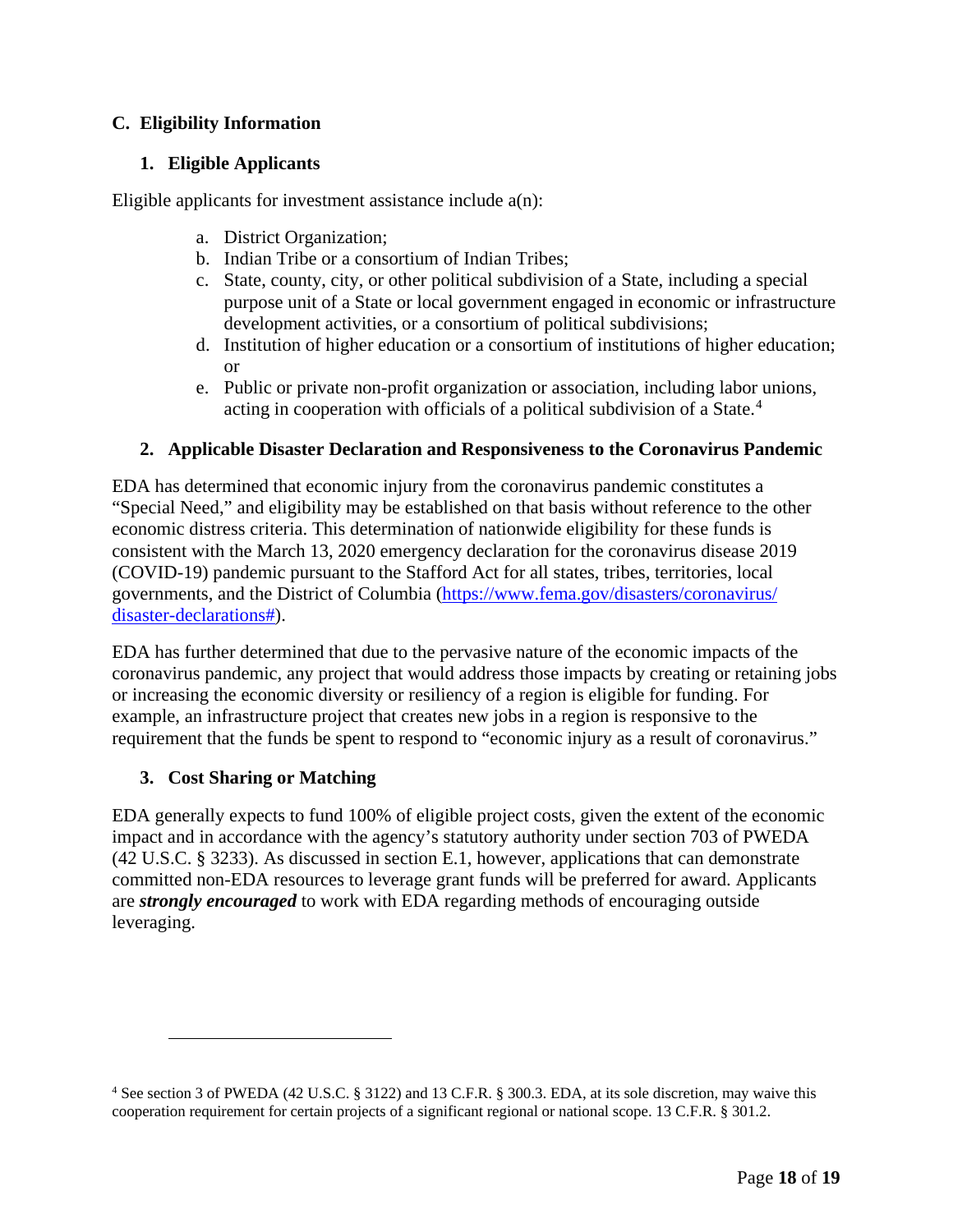## C. Eligibility Information

### 1. Eligible Applicants

Eligible applicants for investment assistance include a(n):

a. District Organization;
b. Indian Tribe or a consortium of Indian Tribes;
c. State, county, city, or other political subdivision of a State, including a special purpose unit of a State or local government engaged in economic or infrastructure development activities, or a consortium of political subdivisions;
d. Institution of higher education or a consortium of institutions of higher education; or
e. Public or private non-profit organization or association, including labor unions, acting in cooperation with officials of a political subdivision of a State.[4]

### 2. Applicable Disaster Declaration and Responsiveness to the Coronavirus Pandemic

EDA has determined that economic injury from the coronavirus pandemic constitutes a "Special Need," and eligibility may be established on that basis without reference to the other economic distress criteria. This determination of nationwide eligibility for these funds is consistent with the March 13, 2020 emergency declaration for the coronavirus disease 2019 (COVID-19) pandemic pursuant to the Stafford Act for all states, tribes, territories, local governments, and the District of Columbia (https://www.fema.gov/disasters/coronavirus/disaster-declarations#).

EDA has further determined that due to the pervasive nature of the economic impacts of the coronavirus pandemic, any project that would address those impacts by creating or retaining jobs or increasing the economic diversity or resiliency of a region is eligible for funding. For example, an infrastructure project that creates new jobs in a region is responsive to the requirement that the funds be spent to respond to "economic injury as a result of coronavirus."

### 3. Cost Sharing or Matching

EDA generally expects to fund 100% of eligible project costs, given the extent of the economic impact and in accordance with the agency's statutory authority under section 703 of PWEDA (42 U.S.C. § 3233). As discussed in section E.1, however, applications that can demonstrate committed non-EDA resources to leverage grant funds will be preferred for award. Applicants are ***strongly encouraged*** to work with EDA regarding methods of encouraging outside leveraging.

---

[4] See section 3 of PWEDA (42 U.S.C. § 3122) and 13 C.F.R. § 300.3. EDA, at its sole discretion, may waive this cooperation requirement for certain projects of a significant regional or national scope. 13 C.F.R. § 301.2.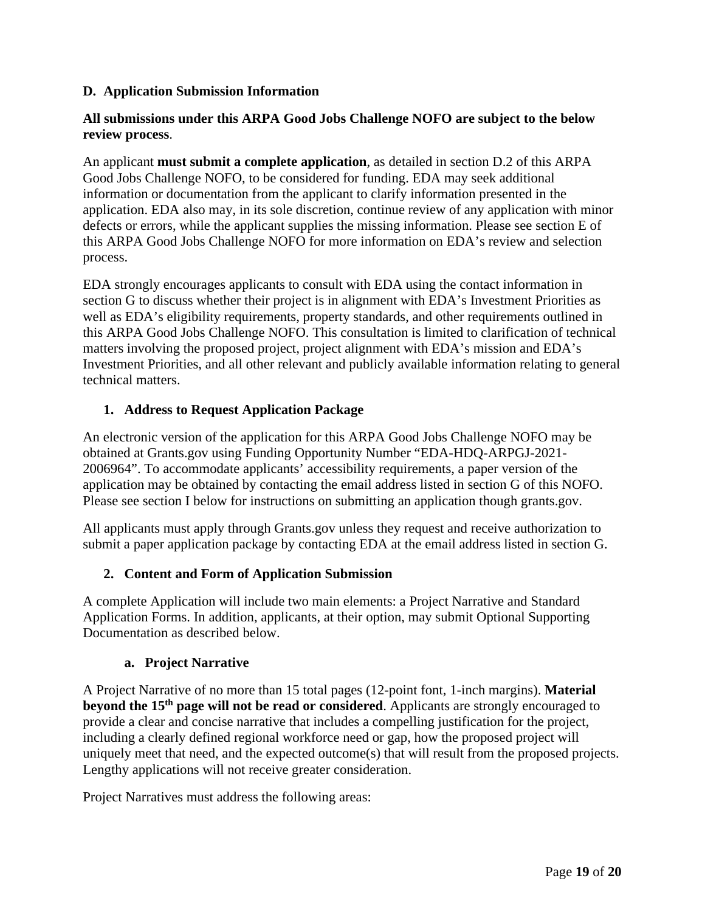### D. Application Submission Information

**All submissions under this ARPA Good Jobs Challenge NOFO are subject to the below review process**.

An applicant **must submit a complete application**, as detailed in section D.2 of this ARPA Good Jobs Challenge NOFO, to be considered for funding. EDA may seek additional information or documentation from the applicant to clarify information presented in the application. EDA also may, in its sole discretion, continue review of any application with minor defects or errors, while the applicant supplies the missing information. Please see section E of this ARPA Good Jobs Challenge NOFO for more information on EDA's review and selection process.

EDA strongly encourages applicants to consult with EDA using the contact information in section G to discuss whether their project is in alignment with EDA's Investment Priorities as well as EDA's eligibility requirements, property standards, and other requirements outlined in this ARPA Good Jobs Challenge NOFO. This consultation is limited to clarification of technical matters involving the proposed project, project alignment with EDA's mission and EDA's Investment Priorities, and all other relevant and publicly available information relating to general technical matters.

#### 1. Address to Request Application Package

An electronic version of the application for this ARPA Good Jobs Challenge NOFO may be obtained at Grants.gov using Funding Opportunity Number "EDA-HDQ-ARPGJ-2021-2006964". To accommodate applicants' accessibility requirements, a paper version of the application may be obtained by contacting the email address listed in section G of this NOFO. Please see section I below for instructions on submitting an application though grants.gov.

All applicants must apply through Grants.gov unless they request and receive authorization to submit a paper application package by contacting EDA at the email address listed in section G.

#### 2. Content and Form of Application Submission

A complete Application will include two main elements: a Project Narrative and Standard Application Forms. In addition, applicants, at their option, may submit Optional Supporting Documentation as described below.

##### a. Project Narrative

A Project Narrative of no more than 15 total pages (12-point font, 1-inch margins). **Material beyond the 15th page will not be read or considered**. Applicants are strongly encouraged to provide a clear and concise narrative that includes a compelling justification for the project, including a clearly defined regional workforce need or gap, how the proposed project will uniquely meet that need, and the expected outcome(s) that will result from the proposed projects. Lengthy applications will not receive greater consideration.

Project Narratives must address the following areas: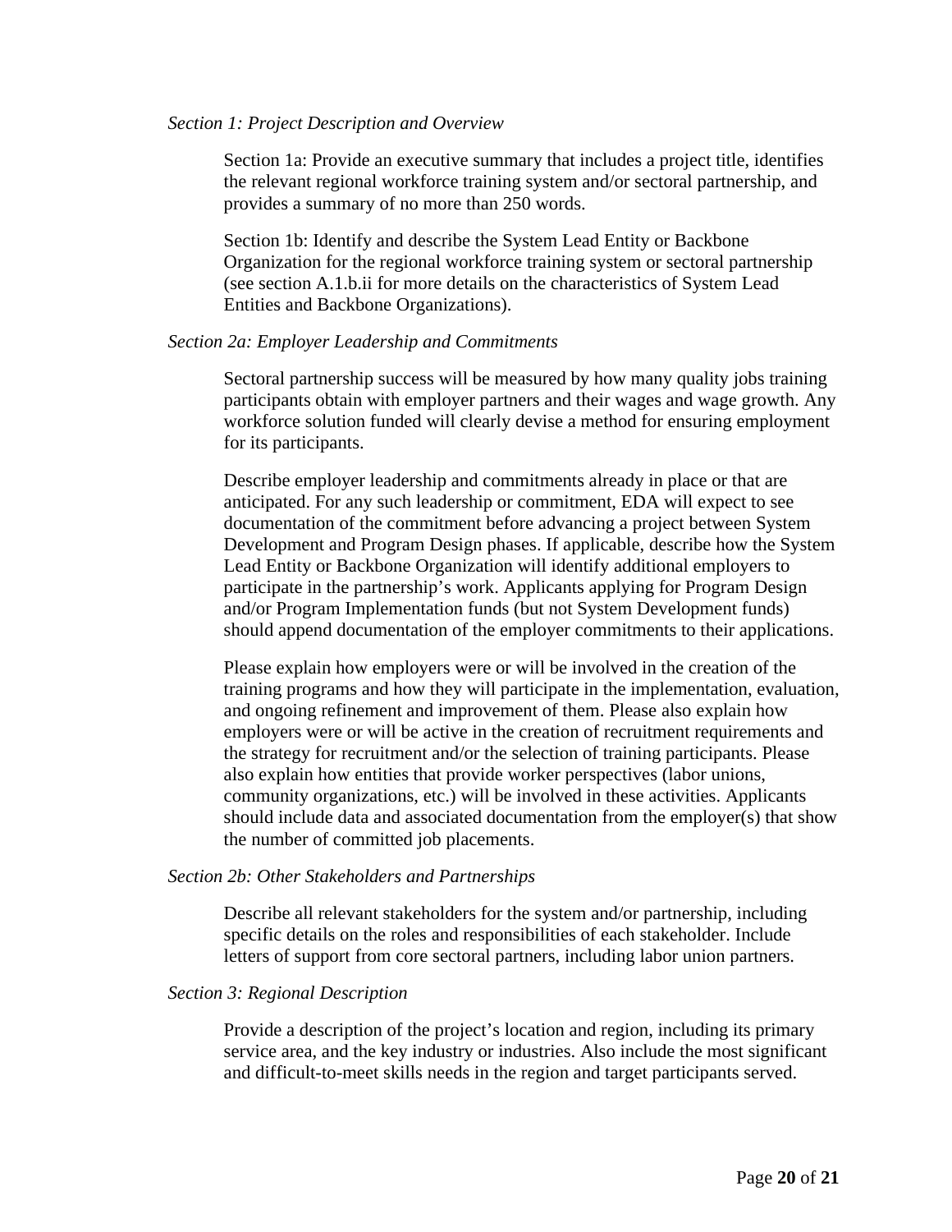*Section 1: Project Description and Overview*

Section 1a: Provide an executive summary that includes a project title, identifies the relevant regional workforce training system and/or sectoral partnership, and provides a summary of no more than 250 words.

Section 1b: Identify and describe the System Lead Entity or Backbone Organization for the regional workforce training system or sectoral partnership (see section A.1.b.ii for more details on the characteristics of System Lead Entities and Backbone Organizations).

*Section 2a: Employer Leadership and Commitments*

Sectoral partnership success will be measured by how many quality jobs training participants obtain with employer partners and their wages and wage growth. Any workforce solution funded will clearly devise a method for ensuring employment for its participants.

Describe employer leadership and commitments already in place or that are anticipated. For any such leadership or commitment, EDA will expect to see documentation of the commitment before advancing a project between System Development and Program Design phases. If applicable, describe how the System Lead Entity or Backbone Organization will identify additional employers to participate in the partnership's work. Applicants applying for Program Design and/or Program Implementation funds (but not System Development funds) should append documentation of the employer commitments to their applications.

Please explain how employers were or will be involved in the creation of the training programs and how they will participate in the implementation, evaluation, and ongoing refinement and improvement of them. Please also explain how employers were or will be active in the creation of recruitment requirements and the strategy for recruitment and/or the selection of training participants. Please also explain how entities that provide worker perspectives (labor unions, community organizations, etc.) will be involved in these activities. Applicants should include data and associated documentation from the employer(s) that show the number of committed job placements.

*Section 2b: Other Stakeholders and Partnerships*

Describe all relevant stakeholders for the system and/or partnership, including specific details on the roles and responsibilities of each stakeholder. Include letters of support from core sectoral partners, including labor union partners.

*Section 3: Regional Description*

Provide a description of the project's location and region, including its primary service area, and the key industry or industries. Also include the most significant and difficult-to-meet skills needs in the region and target participants served.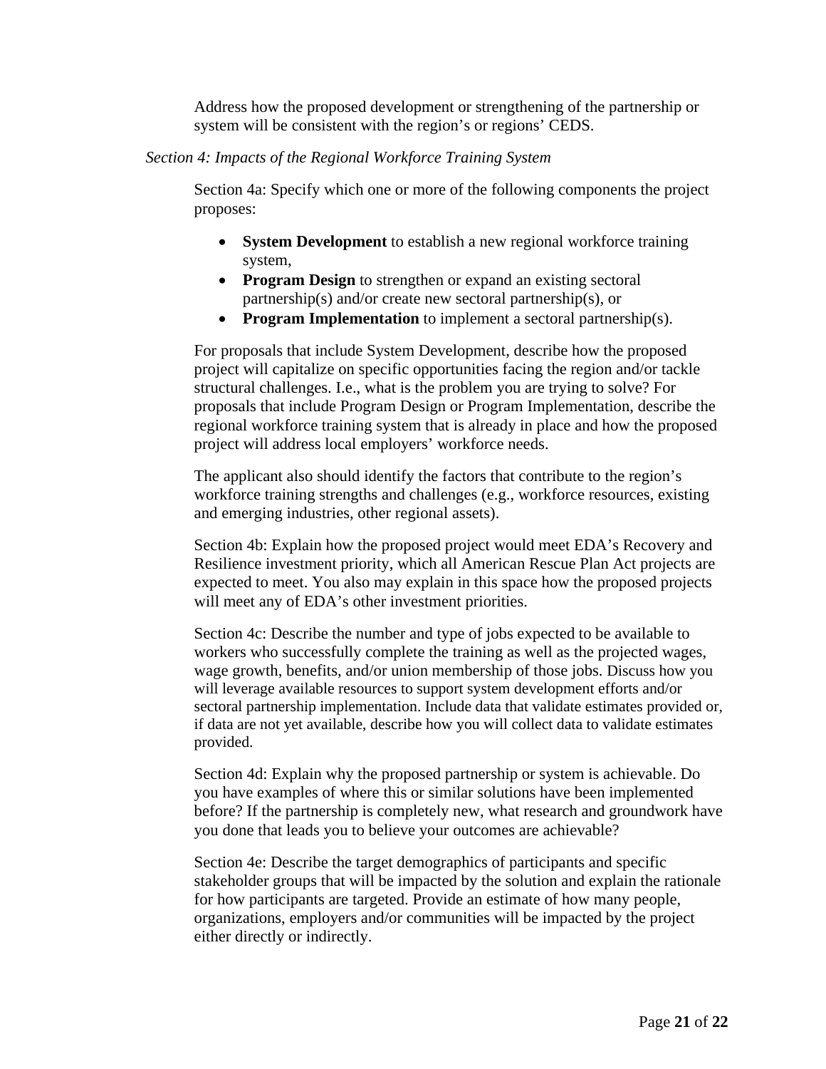Address how the proposed development or strengthening of the partnership or system will be consistent with the region's or regions' CEDS.

*Section 4: Impacts of the Regional Workforce Training System*

Section 4a: Specify which one or more of the following components the project proposes:

- **System Development** to establish a new regional workforce training system,
- **Program Design** to strengthen or expand an existing sectoral partnership(s) and/or create new sectoral partnership(s), or
- **Program Implementation** to implement a sectoral partnership(s).

For proposals that include System Development, describe how the proposed project will capitalize on specific opportunities facing the region and/or tackle structural challenges. I.e., what is the problem you are trying to solve? For proposals that include Program Design or Program Implementation, describe the regional workforce training system that is already in place and how the proposed project will address local employers' workforce needs.

The applicant also should identify the factors that contribute to the region's workforce training strengths and challenges (e.g., workforce resources, existing and emerging industries, other regional assets).

Section 4b: Explain how the proposed project would meet EDA's Recovery and Resilience investment priority, which all American Rescue Plan Act projects are expected to meet. You also may explain in this space how the proposed projects will meet any of EDA's other investment priorities.

Section 4c: Describe the number and type of jobs expected to be available to workers who successfully complete the training as well as the projected wages, wage growth, benefits, and/or union membership of those jobs. Discuss how you will leverage available resources to support system development efforts and/or sectoral partnership implementation. Include data that validate estimates provided or, if data are not yet available, describe how you will collect data to validate estimates provided.

Section 4d: Explain why the proposed partnership or system is achievable. Do you have examples of where this or similar solutions have been implemented before? If the partnership is completely new, what research and groundwork have you done that leads you to believe your outcomes are achievable?

Section 4e: Describe the target demographics of participants and specific stakeholder groups that will be impacted by the solution and explain the rationale for how participants are targeted. Provide an estimate of how many people, organizations, employers and/or communities will be impacted by the project either directly or indirectly.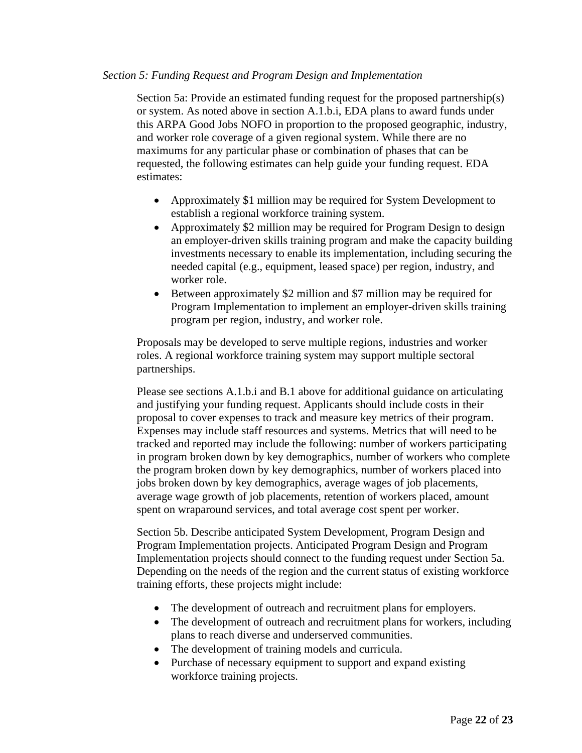*Section 5: Funding Request and Program Design and Implementation*

Section 5a: Provide an estimated funding request for the proposed partnership(s) or system. As noted above in section A.1.b.i, EDA plans to award funds under this ARPA Good Jobs NOFO in proportion to the proposed geographic, industry, and worker role coverage of a given regional system. While there are no maximums for any particular phase or combination of phases that can be requested, the following estimates can help guide your funding request. EDA estimates:

- Approximately $1 million may be required for System Development to establish a regional workforce training system.
- Approximately $2 million may be required for Program Design to design an employer-driven skills training program and make the capacity building investments necessary to enable its implementation, including securing the needed capital (e.g., equipment, leased space) per region, industry, and worker role.
- Between approximately $2 million and $7 million may be required for Program Implementation to implement an employer-driven skills training program per region, industry, and worker role.

Proposals may be developed to serve multiple regions, industries and worker roles. A regional workforce training system may support multiple sectoral partnerships.

Please see sections A.1.b.i and B.1 above for additional guidance on articulating and justifying your funding request. Applicants should include costs in their proposal to cover expenses to track and measure key metrics of their program. Expenses may include staff resources and systems. Metrics that will need to be tracked and reported may include the following: number of workers participating in program broken down by key demographics, number of workers who complete the program broken down by key demographics, number of workers placed into jobs broken down by key demographics, average wages of job placements, average wage growth of job placements, retention of workers placed, amount spent on wraparound services, and total average cost spent per worker.

Section 5b. Describe anticipated System Development, Program Design and Program Implementation projects. Anticipated Program Design and Program Implementation projects should connect to the funding request under Section 5a. Depending on the needs of the region and the current status of existing workforce training efforts, these projects might include:

- The development of outreach and recruitment plans for employers.
- The development of outreach and recruitment plans for workers, including plans to reach diverse and underserved communities.
- The development of training models and curricula.
- Purchase of necessary equipment to support and expand existing workforce training projects.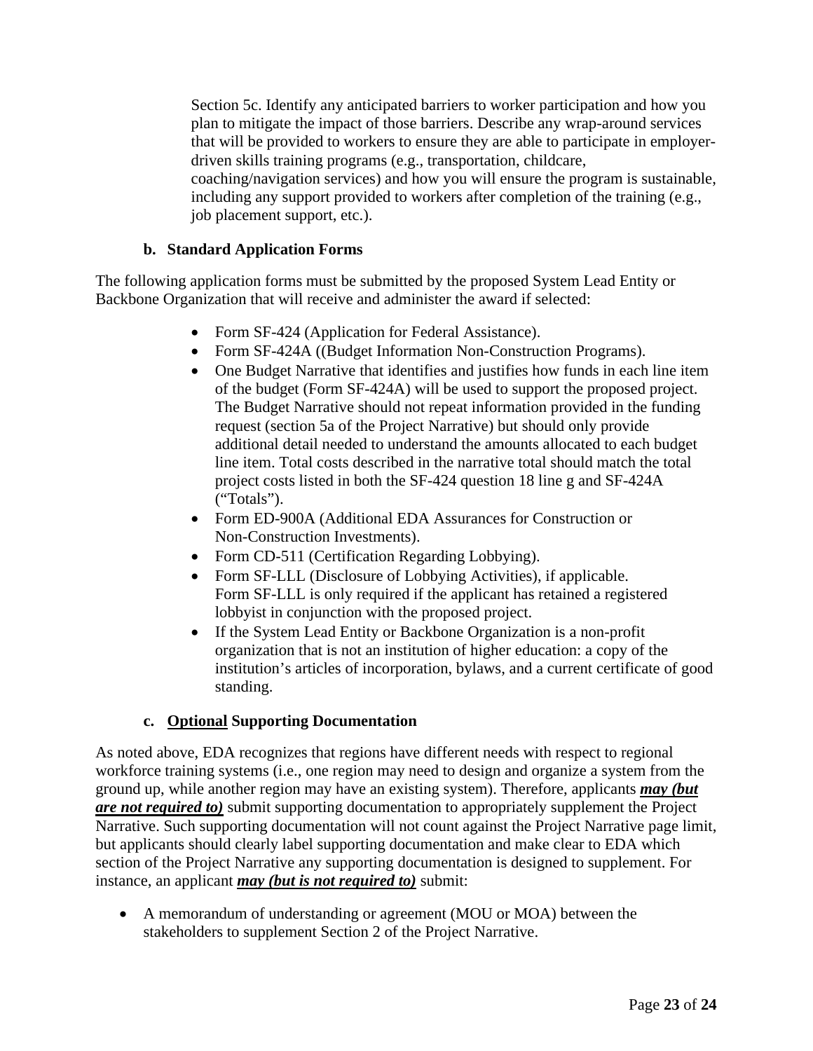Section 5c. Identify any anticipated barriers to worker participation and how you plan to mitigate the impact of those barriers. Describe any wrap-around services that will be provided to workers to ensure they are able to participate in employer-driven skills training programs (e.g., transportation, childcare, coaching/navigation services) and how you will ensure the program is sustainable, including any support provided to workers after completion of the training (e.g., job placement support, etc.).

### b. Standard Application Forms

The following application forms must be submitted by the proposed System Lead Entity or Backbone Organization that will receive and administer the award if selected:

- Form SF-424 (Application for Federal Assistance).
- Form SF-424A ((Budget Information Non-Construction Programs).
- One Budget Narrative that identifies and justifies how funds in each line item of the budget (Form SF-424A) will be used to support the proposed project. The Budget Narrative should not repeat information provided in the funding request (section 5a of the Project Narrative) but should only provide additional detail needed to understand the amounts allocated to each budget line item. Total costs described in the narrative total should match the total project costs listed in both the SF-424 question 18 line g and SF-424A ("Totals").
- Form ED-900A (Additional EDA Assurances for Construction or Non-Construction Investments).
- Form CD-511 (Certification Regarding Lobbying).
- Form SF-LLL (Disclosure of Lobbying Activities), if applicable. Form SF-LLL is only required if the applicant has retained a registered lobbyist in conjunction with the proposed project.
- If the System Lead Entity or Backbone Organization is a non-profit organization that is not an institution of higher education: a copy of the institution's articles of incorporation, bylaws, and a current certificate of good standing.

### c. <u>Optional</u> Supporting Documentation

As noted above, EDA recognizes that regions have different needs with respect to regional workforce training systems (i.e., one region may need to design and organize a system from the ground up, while another region may have an existing system). Therefore, applicants ***<u>may (but are not required to)</u>*** submit supporting documentation to appropriately supplement the Project Narrative. Such supporting documentation will not count against the Project Narrative page limit, but applicants should clearly label supporting documentation and make clear to EDA which section of the Project Narrative any supporting documentation is designed to supplement. For instance, an applicant ***<u>may (but is not required to)</u>*** submit:

- A memorandum of understanding or agreement (MOU or MOA) between the stakeholders to supplement Section 2 of the Project Narrative.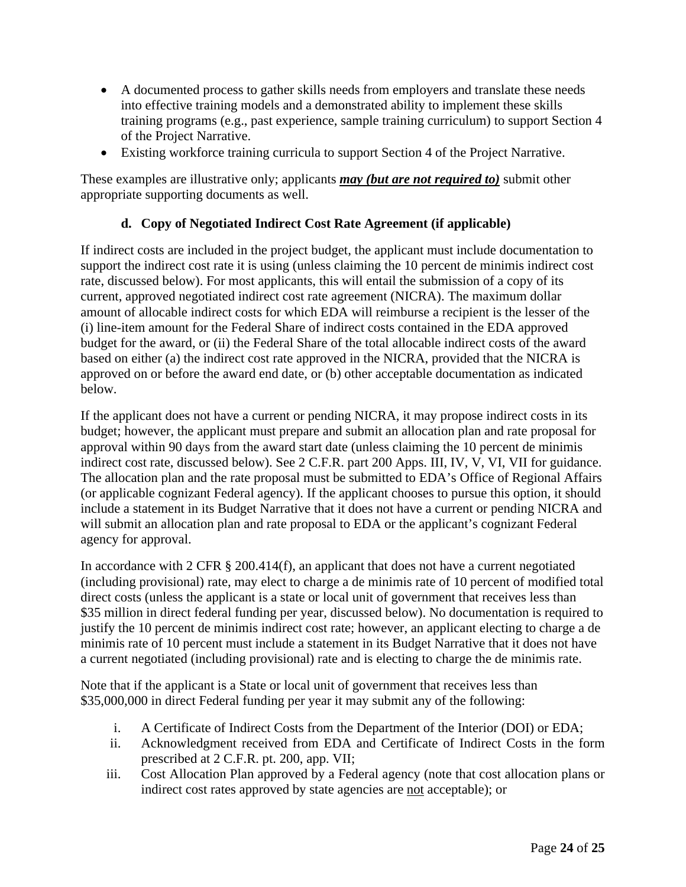- A documented process to gather skills needs from employers and translate these needs into effective training models and a demonstrated ability to implement these skills training programs (e.g., past experience, sample training curriculum) to support Section 4 of the Project Narrative.
- Existing workforce training curricula to support Section 4 of the Project Narrative.

These examples are illustrative only; applicants ***may (but are not required to)*** submit other appropriate supporting documents as well.

#### d. Copy of Negotiated Indirect Cost Rate Agreement (if applicable)

If indirect costs are included in the project budget, the applicant must include documentation to support the indirect cost rate it is using (unless claiming the 10 percent de minimis indirect cost rate, discussed below). For most applicants, this will entail the submission of a copy of its current, approved negotiated indirect cost rate agreement (NICRA). The maximum dollar amount of allocable indirect costs for which EDA will reimburse a recipient is the lesser of the (i) line-item amount for the Federal Share of indirect costs contained in the EDA approved budget for the award, or (ii) the Federal Share of the total allocable indirect costs of the award based on either (a) the indirect cost rate approved in the NICRA, provided that the NICRA is approved on or before the award end date, or (b) other acceptable documentation as indicated below.

If the applicant does not have a current or pending NICRA, it may propose indirect costs in its budget; however, the applicant must prepare and submit an allocation plan and rate proposal for approval within 90 days from the award start date (unless claiming the 10 percent de minimis indirect cost rate, discussed below). See 2 C.F.R. part 200 Apps. III, IV, V, VI, VII for guidance. The allocation plan and the rate proposal must be submitted to EDA's Office of Regional Affairs (or applicable cognizant Federal agency). If the applicant chooses to pursue this option, it should include a statement in its Budget Narrative that it does not have a current or pending NICRA and will submit an allocation plan and rate proposal to EDA or the applicant's cognizant Federal agency for approval.

In accordance with 2 CFR § 200.414(f), an applicant that does not have a current negotiated (including provisional) rate, may elect to charge a de minimis rate of 10 percent of modified total direct costs (unless the applicant is a state or local unit of government that receives less than $35 million in direct federal funding per year, discussed below). No documentation is required to justify the 10 percent de minimis indirect cost rate; however, an applicant electing to charge a de minimis rate of 10 percent must include a statement in its Budget Narrative that it does not have a current negotiated (including provisional) rate and is electing to charge the de minimis rate.

Note that if the applicant is a State or local unit of government that receives less than $35,000,000 in direct Federal funding per year it may submit any of the following:

i. A Certificate of Indirect Costs from the Department of the Interior (DOI) or EDA;
ii. Acknowledgment received from EDA and Certificate of Indirect Costs in the form prescribed at 2 C.F.R. pt. 200, app. VII;
iii. Cost Allocation Plan approved by a Federal agency (note that cost allocation plans or indirect cost rates approved by state agencies are <u>not</u> acceptable); or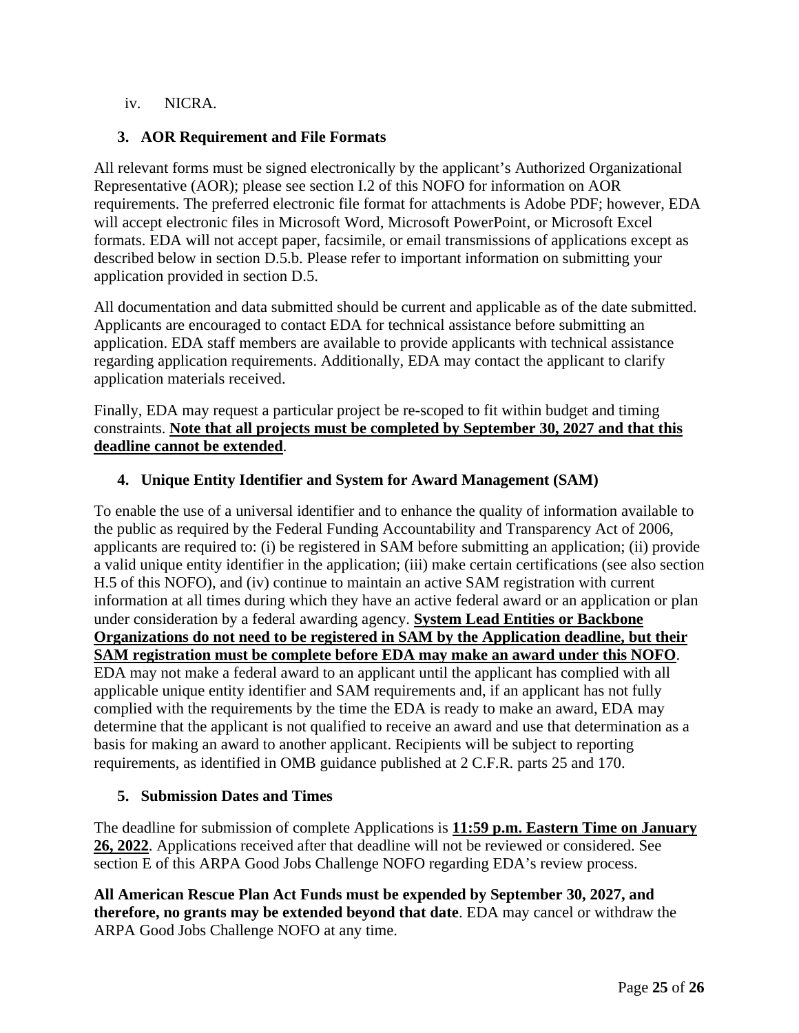iv. NICRA.

### 3. AOR Requirement and File Formats

All relevant forms must be signed electronically by the applicant's Authorized Organizational Representative (AOR); please see section I.2 of this NOFO for information on AOR requirements. The preferred electronic file format for attachments is Adobe PDF; however, EDA will accept electronic files in Microsoft Word, Microsoft PowerPoint, or Microsoft Excel formats. EDA will not accept paper, facsimile, or email transmissions of applications except as described below in section D.5.b. Please refer to important information on submitting your application provided in section D.5.

All documentation and data submitted should be current and applicable as of the date submitted. Applicants are encouraged to contact EDA for technical assistance before submitting an application. EDA staff members are available to provide applicants with technical assistance regarding application requirements. Additionally, EDA may contact the applicant to clarify application materials received.

Finally, EDA may request a particular project be re-scoped to fit within budget and timing constraints. **Note that all projects must be completed by September 30, 2027 and that this deadline cannot be extended**.

### 4. Unique Entity Identifier and System for Award Management (SAM)

To enable the use of a universal identifier and to enhance the quality of information available to the public as required by the Federal Funding Accountability and Transparency Act of 2006, applicants are required to: (i) be registered in SAM before submitting an application; (ii) provide a valid unique entity identifier in the application; (iii) make certain certifications (see also section H.5 of this NOFO), and (iv) continue to maintain an active SAM registration with current information at all times during which they have an active federal award or an application or plan under consideration by a federal awarding agency. **System Lead Entities or Backbone Organizations do not need to be registered in SAM by the Application deadline, but their SAM registration must be complete before EDA may make an award under this NOFO**. EDA may not make a federal award to an applicant until the applicant has complied with all applicable unique entity identifier and SAM requirements and, if an applicant has not fully complied with the requirements by the time the EDA is ready to make an award, EDA may determine that the applicant is not qualified to receive an award and use that determination as a basis for making an award to another applicant. Recipients will be subject to reporting requirements, as identified in OMB guidance published at 2 C.F.R. parts 25 and 170.

### 5. Submission Dates and Times

The deadline for submission of complete Applications is **11:59 p.m. Eastern Time on January 26, 2022**. Applications received after that deadline will not be reviewed or considered. See section E of this ARPA Good Jobs Challenge NOFO regarding EDA's review process.

**All American Rescue Plan Act Funds must be expended by September 30, 2027, and therefore, no grants may be extended beyond that date**. EDA may cancel or withdraw the ARPA Good Jobs Challenge NOFO at any time.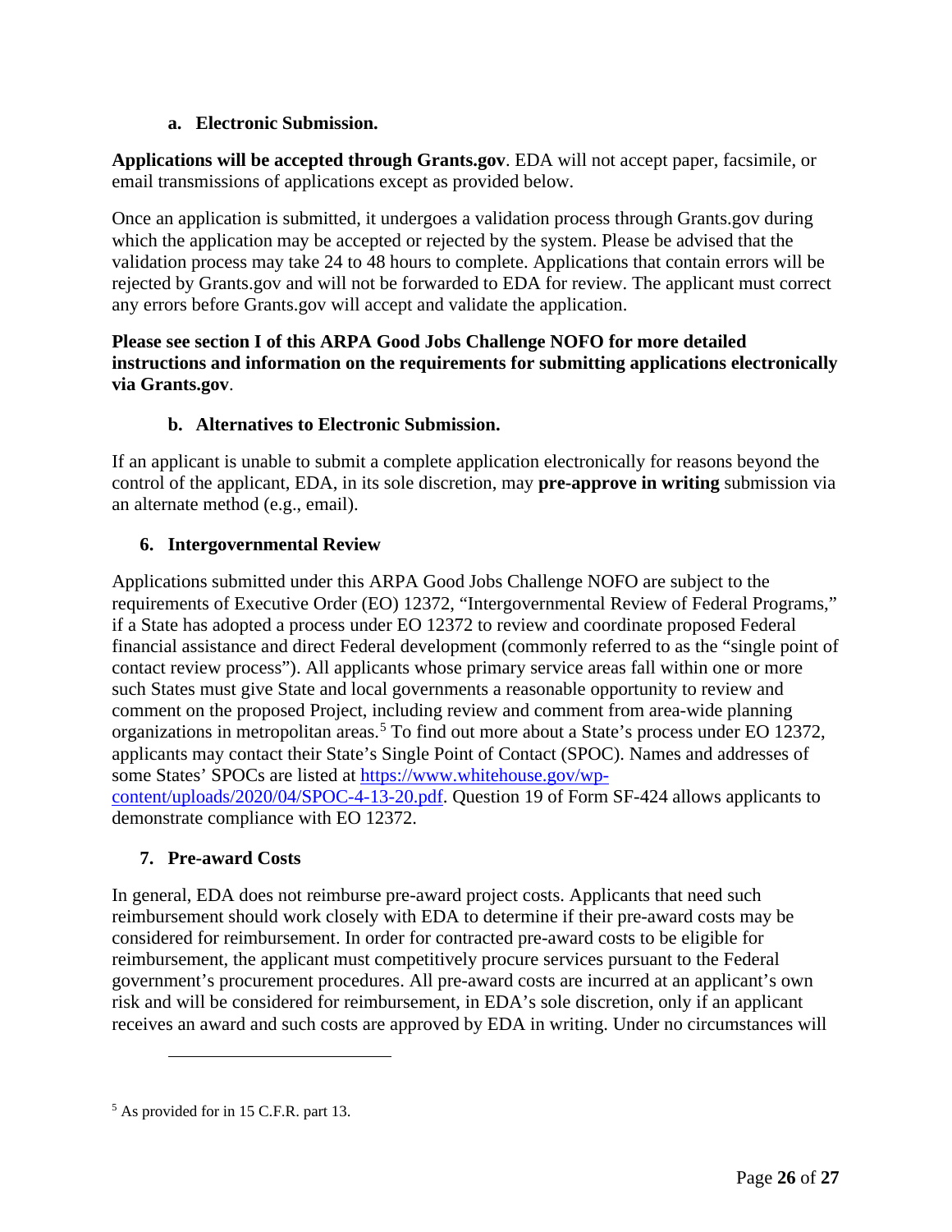#### a. Electronic Submission.

**Applications will be accepted through Grants.gov**. EDA will not accept paper, facsimile, or email transmissions of applications except as provided below.

Once an application is submitted, it undergoes a validation process through Grants.gov during which the application may be accepted or rejected by the system. Please be advised that the validation process may take 24 to 48 hours to complete. Applications that contain errors will be rejected by Grants.gov and will not be forwarded to EDA for review. The applicant must correct any errors before Grants.gov will accept and validate the application.

**Please see section I of this ARPA Good Jobs Challenge NOFO for more detailed instructions and information on the requirements for submitting applications electronically via Grants.gov**.

#### b. Alternatives to Electronic Submission.

If an applicant is unable to submit a complete application electronically for reasons beyond the control of the applicant, EDA, in its sole discretion, may **pre-approve in writing** submission via an alternate method (e.g., email).

### 6. Intergovernmental Review

Applications submitted under this ARPA Good Jobs Challenge NOFO are subject to the requirements of Executive Order (EO) 12372, "Intergovernmental Review of Federal Programs," if a State has adopted a process under EO 12372 to review and coordinate proposed Federal financial assistance and direct Federal development (commonly referred to as the "single point of contact review process"). All applicants whose primary service areas fall within one or more such States must give State and local governments a reasonable opportunity to review and comment on the proposed Project, including review and comment from area-wide planning organizations in metropolitan areas.[5] To find out more about a State's process under EO 12372, applicants may contact their State's Single Point of Contact (SPOC). Names and addresses of some States' SPOCs are listed at [https://www.whitehouse.gov/wp-content/uploads/2020/04/SPOC-4-13-20.pdf](https://www.whitehouse.gov/wp-content/uploads/2020/04/SPOC-4-13-20.pdf). Question 19 of Form SF-424 allows applicants to demonstrate compliance with EO 12372.

### 7. Pre-award Costs

In general, EDA does not reimburse pre-award project costs. Applicants that need such reimbursement should work closely with EDA to determine if their pre-award costs may be considered for reimbursement. In order for contracted pre-award costs to be eligible for reimbursement, the applicant must competitively procure services pursuant to the Federal government's procurement procedures. All pre-award costs are incurred at an applicant's own risk and will be considered for reimbursement, in EDA's sole discretion, only if an applicant receives an award and such costs are approved by EDA in writing. Under no circumstances will

---

[5] As provided for in 15 C.F.R. part 13.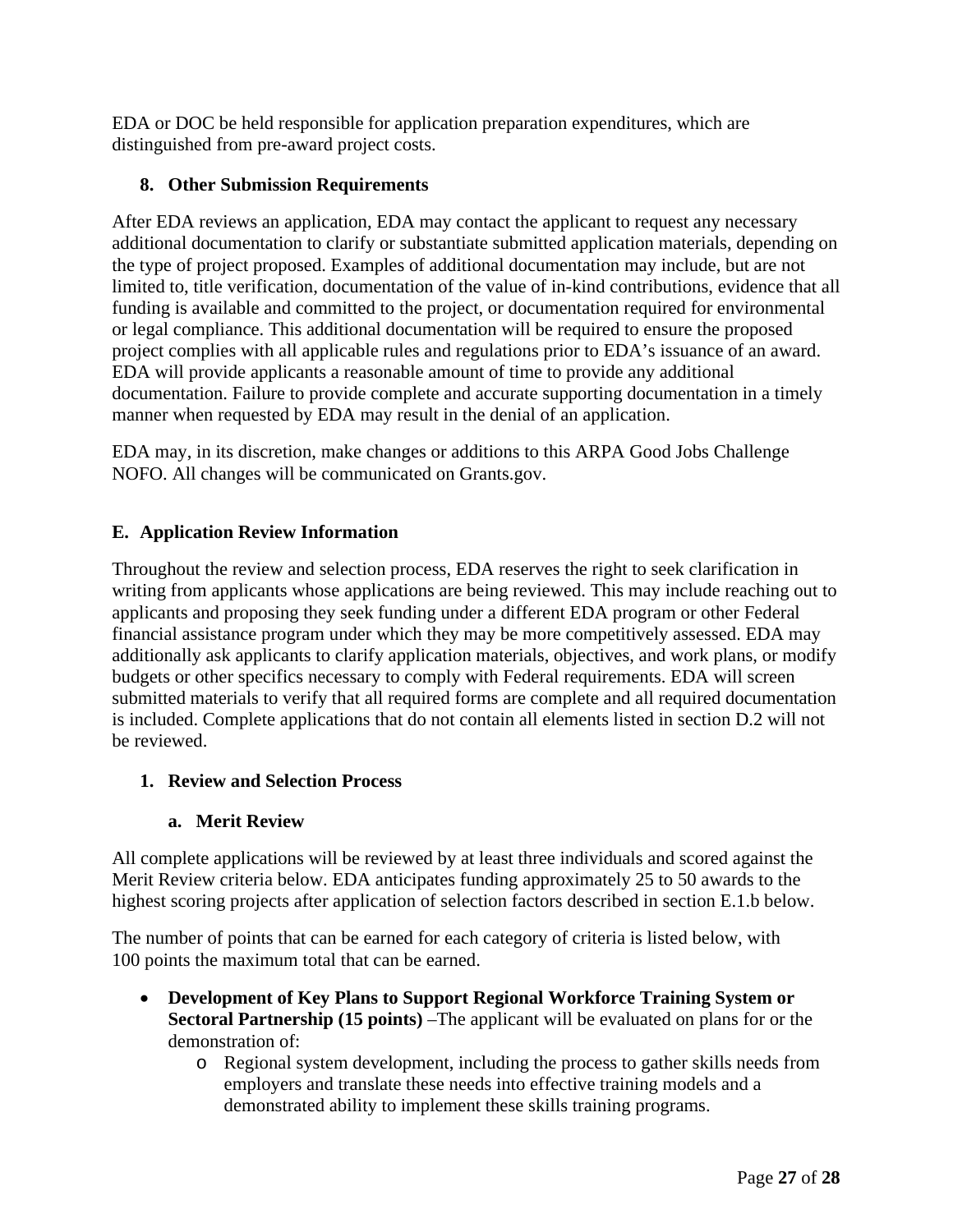EDA or DOC be held responsible for application preparation expenditures, which are distinguished from pre-award project costs.

### 8. Other Submission Requirements

After EDA reviews an application, EDA may contact the applicant to request any necessary additional documentation to clarify or substantiate submitted application materials, depending on the type of project proposed. Examples of additional documentation may include, but are not limited to, title verification, documentation of the value of in-kind contributions, evidence that all funding is available and committed to the project, or documentation required for environmental or legal compliance. This additional documentation will be required to ensure the proposed project complies with all applicable rules and regulations prior to EDA's issuance of an award. EDA will provide applicants a reasonable amount of time to provide any additional documentation. Failure to provide complete and accurate supporting documentation in a timely manner when requested by EDA may result in the denial of an application.

EDA may, in its discretion, make changes or additions to this ARPA Good Jobs Challenge NOFO. All changes will be communicated on Grants.gov.

## E. Application Review Information

Throughout the review and selection process, EDA reserves the right to seek clarification in writing from applicants whose applications are being reviewed. This may include reaching out to applicants and proposing they seek funding under a different EDA program or other Federal financial assistance program under which they may be more competitively assessed. EDA may additionally ask applicants to clarify application materials, objectives, and work plans, or modify budgets or other specifics necessary to comply with Federal requirements. EDA will screen submitted materials to verify that all required forms are complete and all required documentation is included. Complete applications that do not contain all elements listed in section D.2 will not be reviewed.

### 1. Review and Selection Process

#### a. Merit Review

All complete applications will be reviewed by at least three individuals and scored against the Merit Review criteria below. EDA anticipates funding approximately 25 to 50 awards to the highest scoring projects after application of selection factors described in section E.1.b below.

The number of points that can be earned for each category of criteria is listed below, with 100 points the maximum total that can be earned.

- **Development of Key Plans to Support Regional Workforce Training System or Sectoral Partnership (15 points)** –The applicant will be evaluated on plans for or the demonstration of:
  - Regional system development, including the process to gather skills needs from employers and translate these needs into effective training models and a demonstrated ability to implement these skills training programs.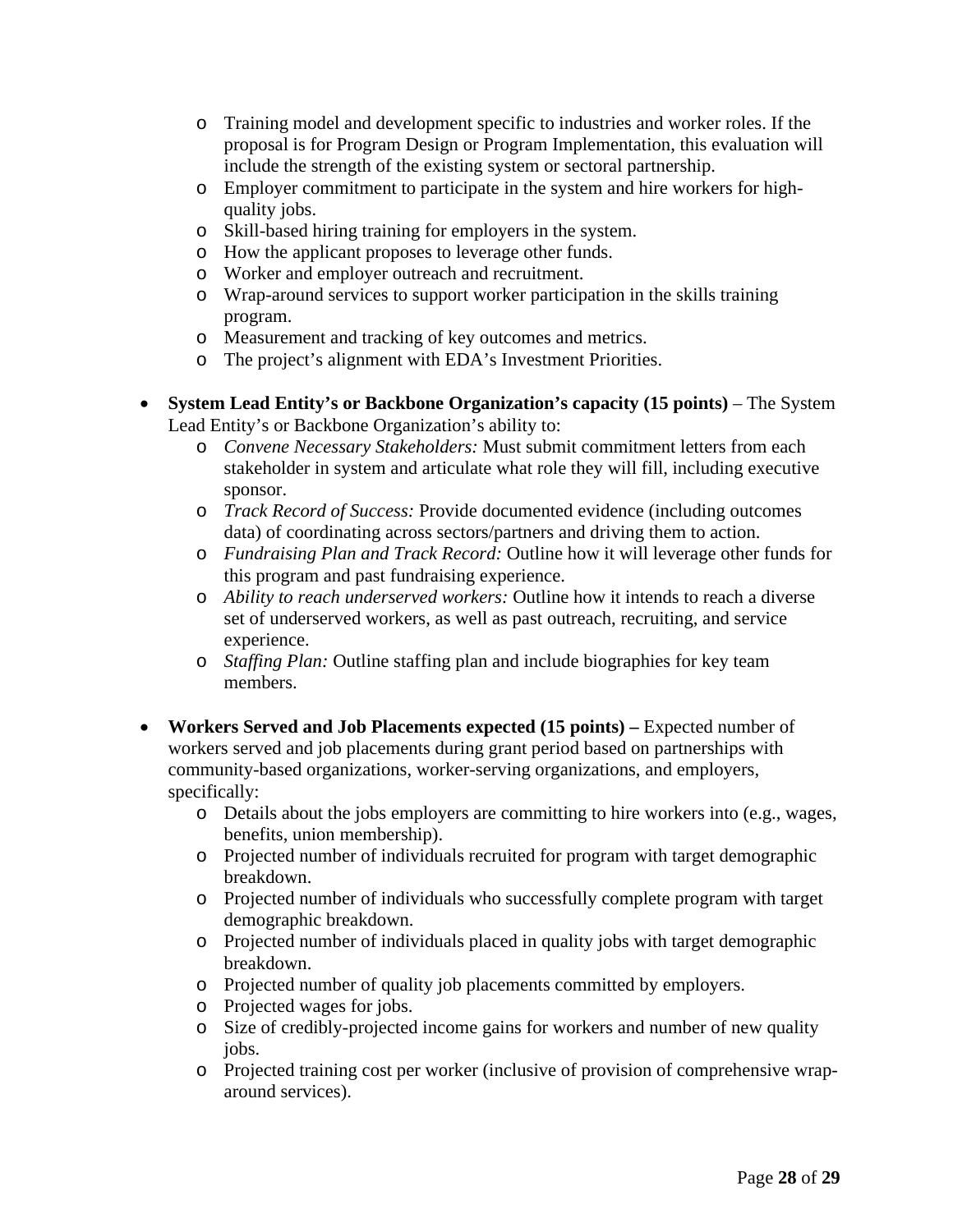- Training model and development specific to industries and worker roles. If the proposal is for Program Design or Program Implementation, this evaluation will include the strength of the existing system or sectoral partnership.
  - Employer commitment to participate in the system and hire workers for high-quality jobs.
  - Skill-based hiring training for employers in the system.
  - How the applicant proposes to leverage other funds.
  - Worker and employer outreach and recruitment.
  - Wrap-around services to support worker participation in the skills training program.
  - Measurement and tracking of key outcomes and metrics.
  - The project's alignment with EDA's Investment Priorities.

- **System Lead Entity's or Backbone Organization's capacity (15 points)** – The System Lead Entity's or Backbone Organization's ability to:
  - *Convene Necessary Stakeholders:* Must submit commitment letters from each stakeholder in system and articulate what role they will fill, including executive sponsor.
  - *Track Record of Success:* Provide documented evidence (including outcomes data) of coordinating across sectors/partners and driving them to action.
  - *Fundraising Plan and Track Record:* Outline how it will leverage other funds for this program and past fundraising experience.
  - *Ability to reach underserved workers:* Outline how it intends to reach a diverse set of underserved workers, as well as past outreach, recruiting, and service experience.
  - *Staffing Plan:* Outline staffing plan and include biographies for key team members.

- **Workers Served and Job Placements expected (15 points) –** Expected number of workers served and job placements during grant period based on partnerships with community-based organizations, worker-serving organizations, and employers, specifically:
  - Details about the jobs employers are committing to hire workers into (e.g., wages, benefits, union membership).
  - Projected number of individuals recruited for program with target demographic breakdown.
  - Projected number of individuals who successfully complete program with target demographic breakdown.
  - Projected number of individuals placed in quality jobs with target demographic breakdown.
  - Projected number of quality job placements committed by employers.
  - Projected wages for jobs.
  - Size of credibly-projected income gains for workers and number of new quality jobs.
  - Projected training cost per worker (inclusive of provision of comprehensive wrap-around services).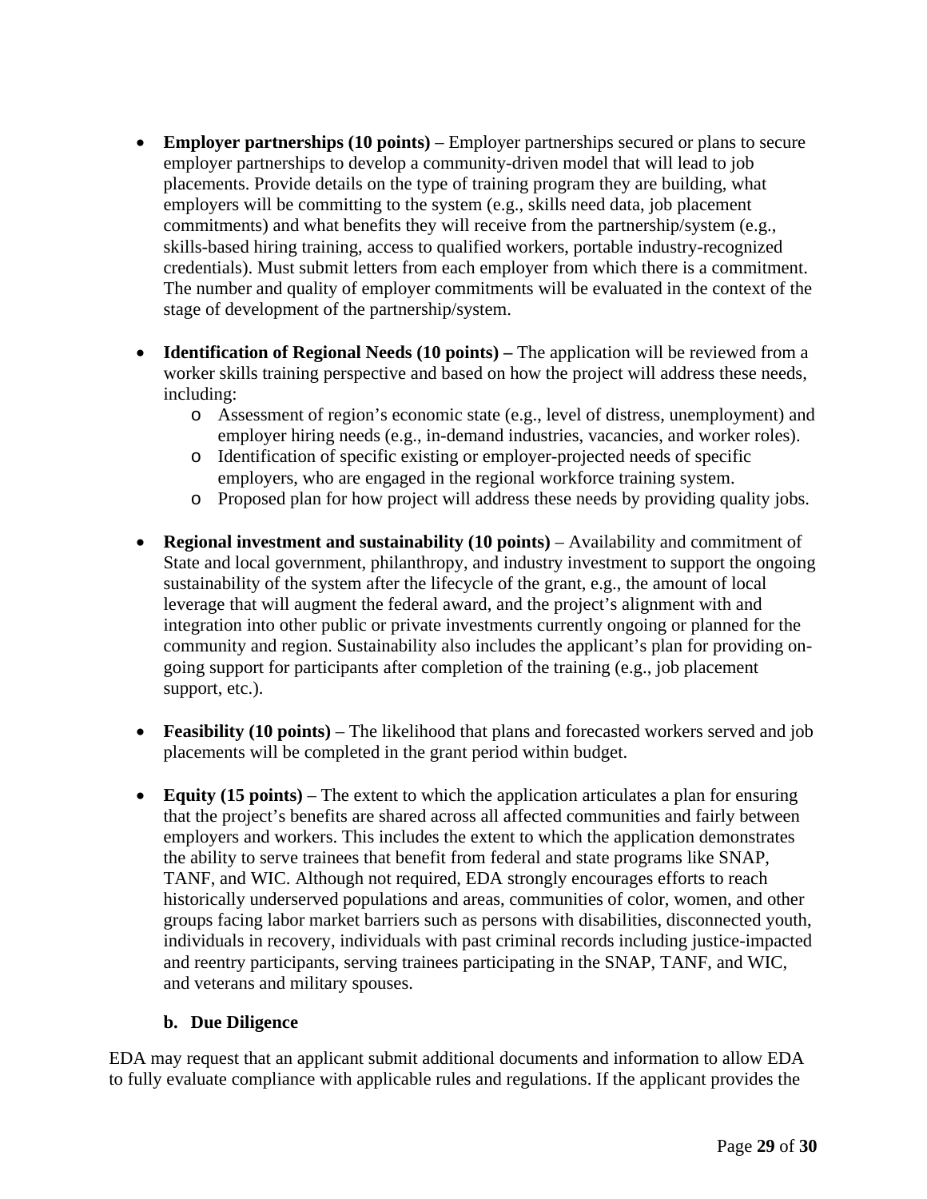- **Employer partnerships (10 points)** – Employer partnerships secured or plans to secure employer partnerships to develop a community-driven model that will lead to job placements. Provide details on the type of training program they are building, what employers will be committing to the system (e.g., skills need data, job placement commitments) and what benefits they will receive from the partnership/system (e.g., skills-based hiring training, access to qualified workers, portable industry-recognized credentials). Must submit letters from each employer from which there is a commitment. The number and quality of employer commitments will be evaluated in the context of the stage of development of the partnership/system.

- **Identification of Regional Needs (10 points) –** The application will be reviewed from a worker skills training perspective and based on how the project will address these needs, including:
  - Assessment of region's economic state (e.g., level of distress, unemployment) and employer hiring needs (e.g., in-demand industries, vacancies, and worker roles).
  - Identification of specific existing or employer-projected needs of specific employers, who are engaged in the regional workforce training system.
  - Proposed plan for how project will address these needs by providing quality jobs.

- **Regional investment and sustainability (10 points)** – Availability and commitment of State and local government, philanthropy, and industry investment to support the ongoing sustainability of the system after the lifecycle of the grant, e.g., the amount of local leverage that will augment the federal award, and the project's alignment with and integration into other public or private investments currently ongoing or planned for the community and region. Sustainability also includes the applicant's plan for providing on-going support for participants after completion of the training (e.g., job placement support, etc.).

- **Feasibility (10 points)** – The likelihood that plans and forecasted workers served and job placements will be completed in the grant period within budget.

- **Equity (15 points)** – The extent to which the application articulates a plan for ensuring that the project's benefits are shared across all affected communities and fairly between employers and workers. This includes the extent to which the application demonstrates the ability to serve trainees that benefit from federal and state programs like SNAP, TANF, and WIC. Although not required, EDA strongly encourages efforts to reach historically underserved populations and areas, communities of color, women, and other groups facing labor market barriers such as persons with disabilities, disconnected youth, individuals in recovery, individuals with past criminal records including justice-impacted and reentry participants, serving trainees participating in the SNAP, TANF, and WIC, and veterans and military spouses.

### b. Due Diligence

EDA may request that an applicant submit additional documents and information to allow EDA to fully evaluate compliance with applicable rules and regulations. If the applicant provides the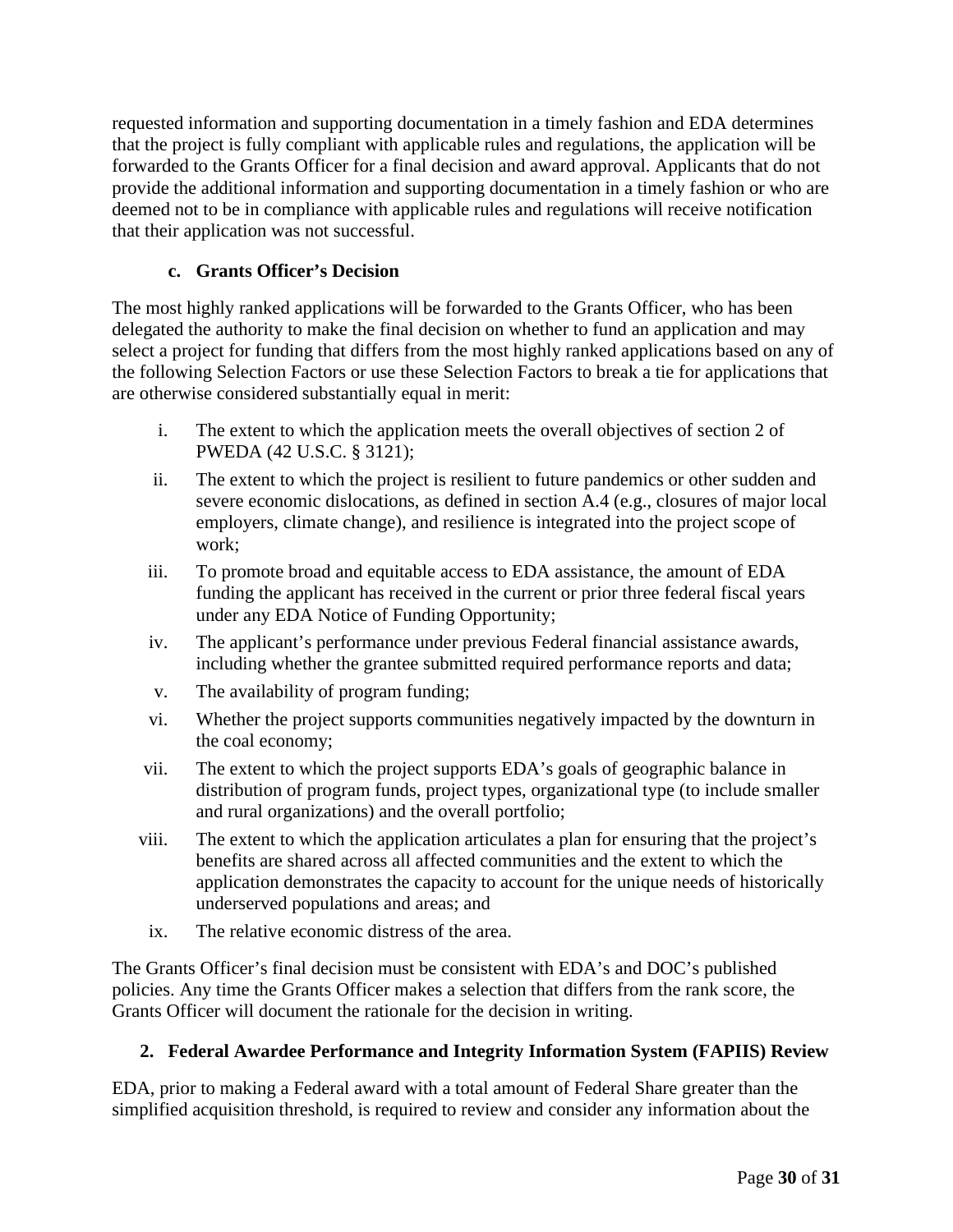requested information and supporting documentation in a timely fashion and EDA determines that the project is fully compliant with applicable rules and regulations, the application will be forwarded to the Grants Officer for a final decision and award approval. Applicants that do not provide the additional information and supporting documentation in a timely fashion or who are deemed not to be in compliance with applicable rules and regulations will receive notification that their application was not successful.

#### c. Grants Officer's Decision

The most highly ranked applications will be forwarded to the Grants Officer, who has been delegated the authority to make the final decision on whether to fund an application and may select a project for funding that differs from the most highly ranked applications based on any of the following Selection Factors or use these Selection Factors to break a tie for applications that are otherwise considered substantially equal in merit:

i. The extent to which the application meets the overall objectives of section 2 of PWEDA (42 U.S.C. § 3121);

ii. The extent to which the project is resilient to future pandemics or other sudden and severe economic dislocations, as defined in section A.4 (e.g., closures of major local employers, climate change), and resilience is integrated into the project scope of work;

iii. To promote broad and equitable access to EDA assistance, the amount of EDA funding the applicant has received in the current or prior three federal fiscal years under any EDA Notice of Funding Opportunity;

iv. The applicant's performance under previous Federal financial assistance awards, including whether the grantee submitted required performance reports and data;

v. The availability of program funding;

vi. Whether the project supports communities negatively impacted by the downturn in the coal economy;

vii. The extent to which the project supports EDA's goals of geographic balance in distribution of program funds, project types, organizational type (to include smaller and rural organizations) and the overall portfolio;

viii. The extent to which the application articulates a plan for ensuring that the project's benefits are shared across all affected communities and the extent to which the application demonstrates the capacity to account for the unique needs of historically underserved populations and areas; and

ix. The relative economic distress of the area.

The Grants Officer's final decision must be consistent with EDA's and DOC's published policies. Any time the Grants Officer makes a selection that differs from the rank score, the Grants Officer will document the rationale for the decision in writing.

### 2. Federal Awardee Performance and Integrity Information System (FAPIIS) Review

EDA, prior to making a Federal award with a total amount of Federal Share greater than the simplified acquisition threshold, is required to review and consider any information about the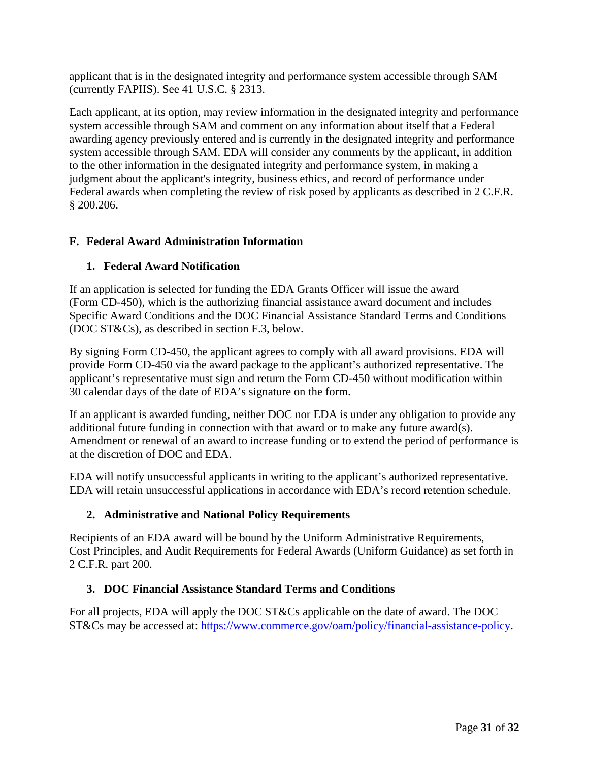applicant that is in the designated integrity and performance system accessible through SAM (currently FAPIIS). See 41 U.S.C. § 2313.

Each applicant, at its option, may review information in the designated integrity and performance system accessible through SAM and comment on any information about itself that a Federal awarding agency previously entered and is currently in the designated integrity and performance system accessible through SAM. EDA will consider any comments by the applicant, in addition to the other information in the designated integrity and performance system, in making a judgment about the applicant's integrity, business ethics, and record of performance under Federal awards when completing the review of risk posed by applicants as described in 2 C.F.R. § 200.206.

## F. Federal Award Administration Information

### 1. Federal Award Notification

If an application is selected for funding the EDA Grants Officer will issue the award (Form CD-450), which is the authorizing financial assistance award document and includes Specific Award Conditions and the DOC Financial Assistance Standard Terms and Conditions (DOC ST&Cs), as described in section F.3, below.

By signing Form CD-450, the applicant agrees to comply with all award provisions. EDA will provide Form CD-450 via the award package to the applicant's authorized representative. The applicant's representative must sign and return the Form CD-450 without modification within 30 calendar days of the date of EDA's signature on the form.

If an applicant is awarded funding, neither DOC nor EDA is under any obligation to provide any additional future funding in connection with that award or to make any future award(s). Amendment or renewal of an award to increase funding or to extend the period of performance is at the discretion of DOC and EDA.

EDA will notify unsuccessful applicants in writing to the applicant's authorized representative. EDA will retain unsuccessful applications in accordance with EDA's record retention schedule.

### 2. Administrative and National Policy Requirements

Recipients of an EDA award will be bound by the Uniform Administrative Requirements, Cost Principles, and Audit Requirements for Federal Awards (Uniform Guidance) as set forth in 2 C.F.R. part 200.

### 3. DOC Financial Assistance Standard Terms and Conditions

For all projects, EDA will apply the DOC ST&Cs applicable on the date of award. The DOC ST&Cs may be accessed at: [https://www.commerce.gov/oam/policy/financial-assistance-policy](https://www.commerce.gov/oam/policy/financial-assistance-policy).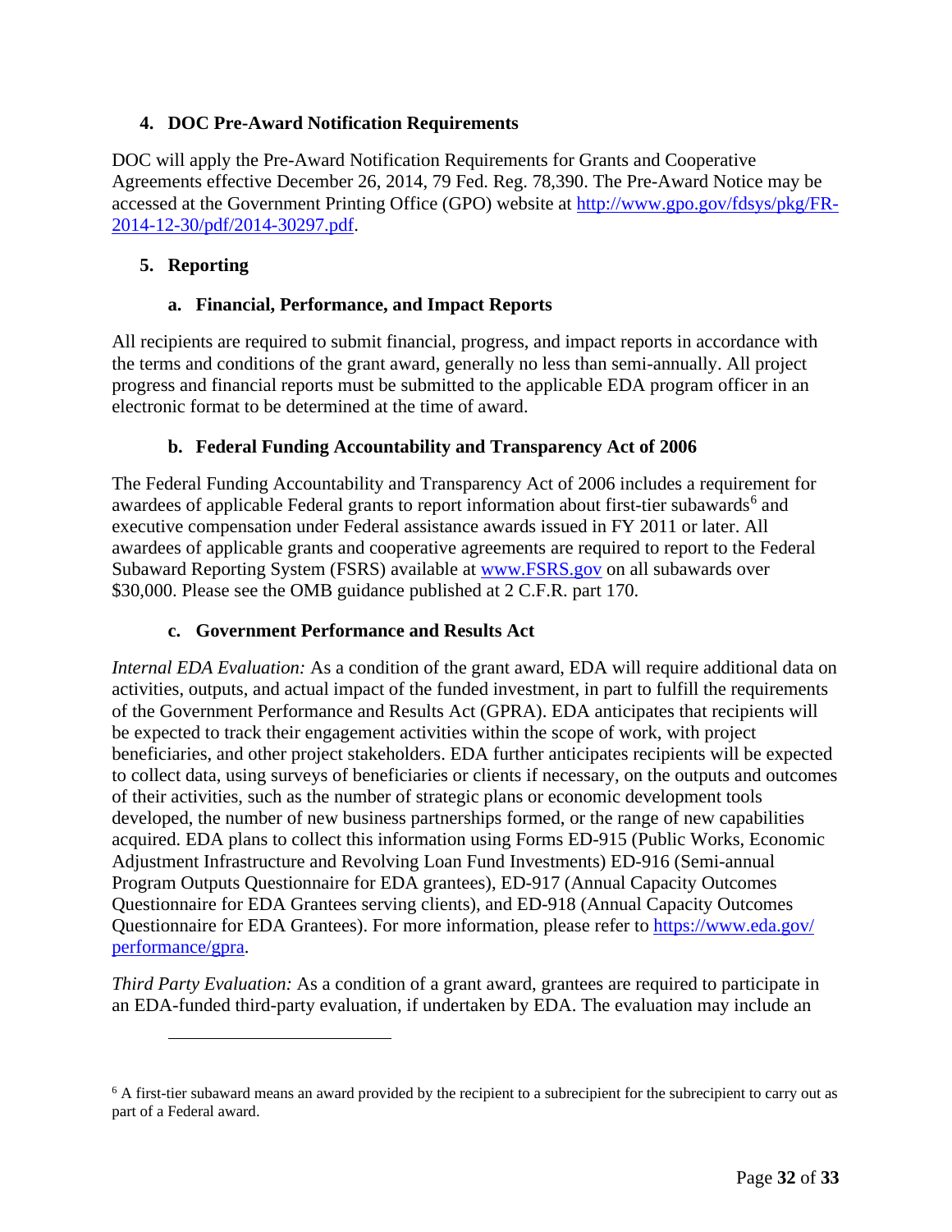### 4. DOC Pre-Award Notification Requirements

DOC will apply the Pre-Award Notification Requirements for Grants and Cooperative Agreements effective December 26, 2014, 79 Fed. Reg. 78,390. The Pre-Award Notice may be accessed at the Government Printing Office (GPO) website at http://www.gpo.gov/fdsys/pkg/FR-2014-12-30/pdf/2014-30297.pdf.

### 5. Reporting

#### a. Financial, Performance, and Impact Reports

All recipients are required to submit financial, progress, and impact reports in accordance with the terms and conditions of the grant award, generally no less than semi-annually. All project progress and financial reports must be submitted to the applicable EDA program officer in an electronic format to be determined at the time of award.

#### b. Federal Funding Accountability and Transparency Act of 2006

The Federal Funding Accountability and Transparency Act of 2006 includes a requirement for awardees of applicable Federal grants to report information about first-tier subawards[6] and executive compensation under Federal assistance awards issued in FY 2011 or later. All awardees of applicable grants and cooperative agreements are required to report to the Federal Subaward Reporting System (FSRS) available at www.FSRS.gov on all subawards over $30,000. Please see the OMB guidance published at 2 C.F.R. part 170.

#### c. Government Performance and Results Act

*Internal EDA Evaluation:* As a condition of the grant award, EDA will require additional data on activities, outputs, and actual impact of the funded investment, in part to fulfill the requirements of the Government Performance and Results Act (GPRA). EDA anticipates that recipients will be expected to track their engagement activities within the scope of work, with project beneficiaries, and other project stakeholders. EDA further anticipates recipients will be expected to collect data, using surveys of beneficiaries or clients if necessary, on the outputs and outcomes of their activities, such as the number of strategic plans or economic development tools developed, the number of new business partnerships formed, or the range of new capabilities acquired. EDA plans to collect this information using Forms ED-915 (Public Works, Economic Adjustment Infrastructure and Revolving Loan Fund Investments) ED-916 (Semi-annual Program Outputs Questionnaire for EDA grantees), ED-917 (Annual Capacity Outcomes Questionnaire for EDA Grantees serving clients), and ED-918 (Annual Capacity Outcomes Questionnaire for EDA Grantees). For more information, please refer to https://www.eda.gov/performance/gpra.

*Third Party Evaluation:* As a condition of a grant award, grantees are required to participate in an EDA-funded third-party evaluation, if undertaken by EDA. The evaluation may include an

---

[6] A first-tier subaward means an award provided by the recipient to a subrecipient for the subrecipient to carry out as part of a Federal award.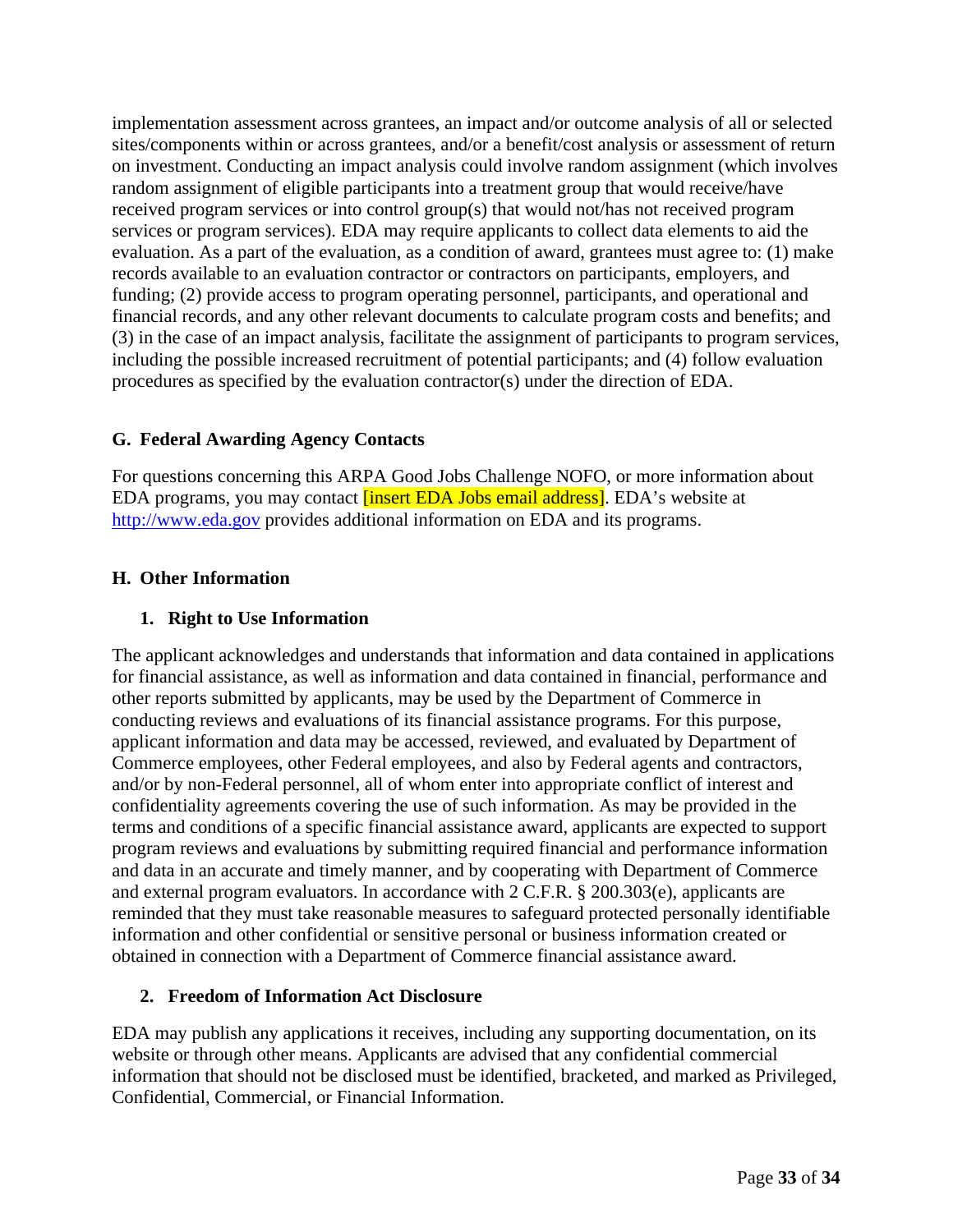implementation assessment across grantees, an impact and/or outcome analysis of all or selected sites/components within or across grantees, and/or a benefit/cost analysis or assessment of return on investment. Conducting an impact analysis could involve random assignment (which involves random assignment of eligible participants into a treatment group that would receive/have received program services or into control group(s) that would not/has not received program services or program services). EDA may require applicants to collect data elements to aid the evaluation. As a part of the evaluation, as a condition of award, grantees must agree to: (1) make records available to an evaluation contractor or contractors on participants, employers, and funding; (2) provide access to program operating personnel, participants, and operational and financial records, and any other relevant documents to calculate program costs and benefits; and (3) in the case of an impact analysis, facilitate the assignment of participants to program services, including the possible increased recruitment of potential participants; and (4) follow evaluation procedures as specified by the evaluation contractor(s) under the direction of EDA.

## G. Federal Awarding Agency Contacts

For questions concerning this ARPA Good Jobs Challenge NOFO, or more information about EDA programs, you may contact [insert EDA Jobs email address]. EDA's website at http://www.eda.gov provides additional information on EDA and its programs.

## H. Other Information

### 1. Right to Use Information

The applicant acknowledges and understands that information and data contained in applications for financial assistance, as well as information and data contained in financial, performance and other reports submitted by applicants, may be used by the Department of Commerce in conducting reviews and evaluations of its financial assistance programs. For this purpose, applicant information and data may be accessed, reviewed, and evaluated by Department of Commerce employees, other Federal employees, and also by Federal agents and contractors, and/or by non-Federal personnel, all of whom enter into appropriate conflict of interest and confidentiality agreements covering the use of such information. As may be provided in the terms and conditions of a specific financial assistance award, applicants are expected to support program reviews and evaluations by submitting required financial and performance information and data in an accurate and timely manner, and by cooperating with Department of Commerce and external program evaluators. In accordance with 2 C.F.R. § 200.303(e), applicants are reminded that they must take reasonable measures to safeguard protected personally identifiable information and other confidential or sensitive personal or business information created or obtained in connection with a Department of Commerce financial assistance award.

### 2. Freedom of Information Act Disclosure

EDA may publish any applications it receives, including any supporting documentation, on its website or through other means. Applicants are advised that any confidential commercial information that should not be disclosed must be identified, bracketed, and marked as Privileged, Confidential, Commercial, or Financial Information.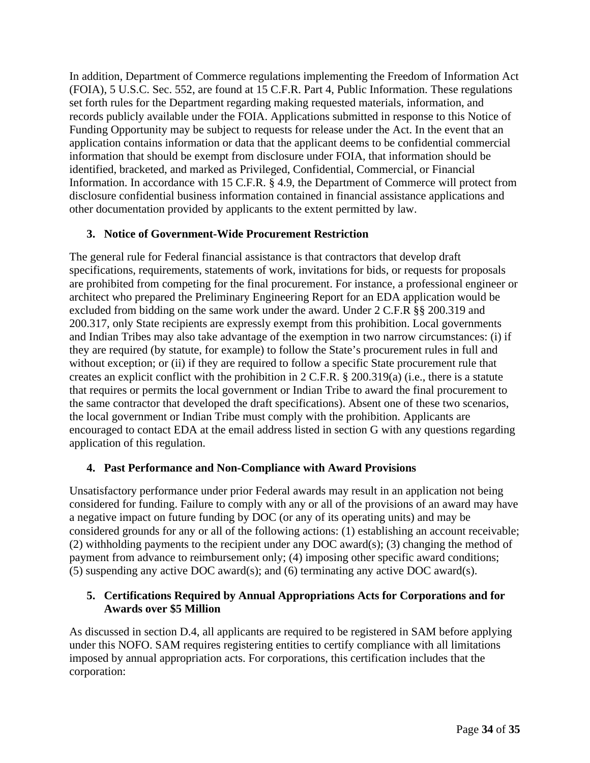In addition, Department of Commerce regulations implementing the Freedom of Information Act (FOIA), 5 U.S.C. Sec. 552, are found at 15 C.F.R. Part 4, Public Information. These regulations set forth rules for the Department regarding making requested materials, information, and records publicly available under the FOIA. Applications submitted in response to this Notice of Funding Opportunity may be subject to requests for release under the Act. In the event that an application contains information or data that the applicant deems to be confidential commercial information that should be exempt from disclosure under FOIA, that information should be identified, bracketed, and marked as Privileged, Confidential, Commercial, or Financial Information. In accordance with 15 C.F.R. § 4.9, the Department of Commerce will protect from disclosure confidential business information contained in financial assistance applications and other documentation provided by applicants to the extent permitted by law.

### 3. Notice of Government-Wide Procurement Restriction

The general rule for Federal financial assistance is that contractors that develop draft specifications, requirements, statements of work, invitations for bids, or requests for proposals are prohibited from competing for the final procurement. For instance, a professional engineer or architect who prepared the Preliminary Engineering Report for an EDA application would be excluded from bidding on the same work under the award. Under 2 C.F.R §§ 200.319 and 200.317, only State recipients are expressly exempt from this prohibition. Local governments and Indian Tribes may also take advantage of the exemption in two narrow circumstances: (i) if they are required (by statute, for example) to follow the State's procurement rules in full and without exception; or (ii) if they are required to follow a specific State procurement rule that creates an explicit conflict with the prohibition in 2 C.F.R. § 200.319(a) (i.e., there is a statute that requires or permits the local government or Indian Tribe to award the final procurement to the same contractor that developed the draft specifications). Absent one of these two scenarios, the local government or Indian Tribe must comply with the prohibition. Applicants are encouraged to contact EDA at the email address listed in section G with any questions regarding application of this regulation.

### 4. Past Performance and Non-Compliance with Award Provisions

Unsatisfactory performance under prior Federal awards may result in an application not being considered for funding. Failure to comply with any or all of the provisions of an award may have a negative impact on future funding by DOC (or any of its operating units) and may be considered grounds for any or all of the following actions: (1) establishing an account receivable; (2) withholding payments to the recipient under any DOC award(s); (3) changing the method of payment from advance to reimbursement only; (4) imposing other specific award conditions; (5) suspending any active DOC award(s); and (6) terminating any active DOC award(s).

### 5. Certifications Required by Annual Appropriations Acts for Corporations and for Awards over $5 Million

As discussed in section D.4, all applicants are required to be registered in SAM before applying under this NOFO. SAM requires registering entities to certify compliance with all limitations imposed by annual appropriation acts. For corporations, this certification includes that the corporation: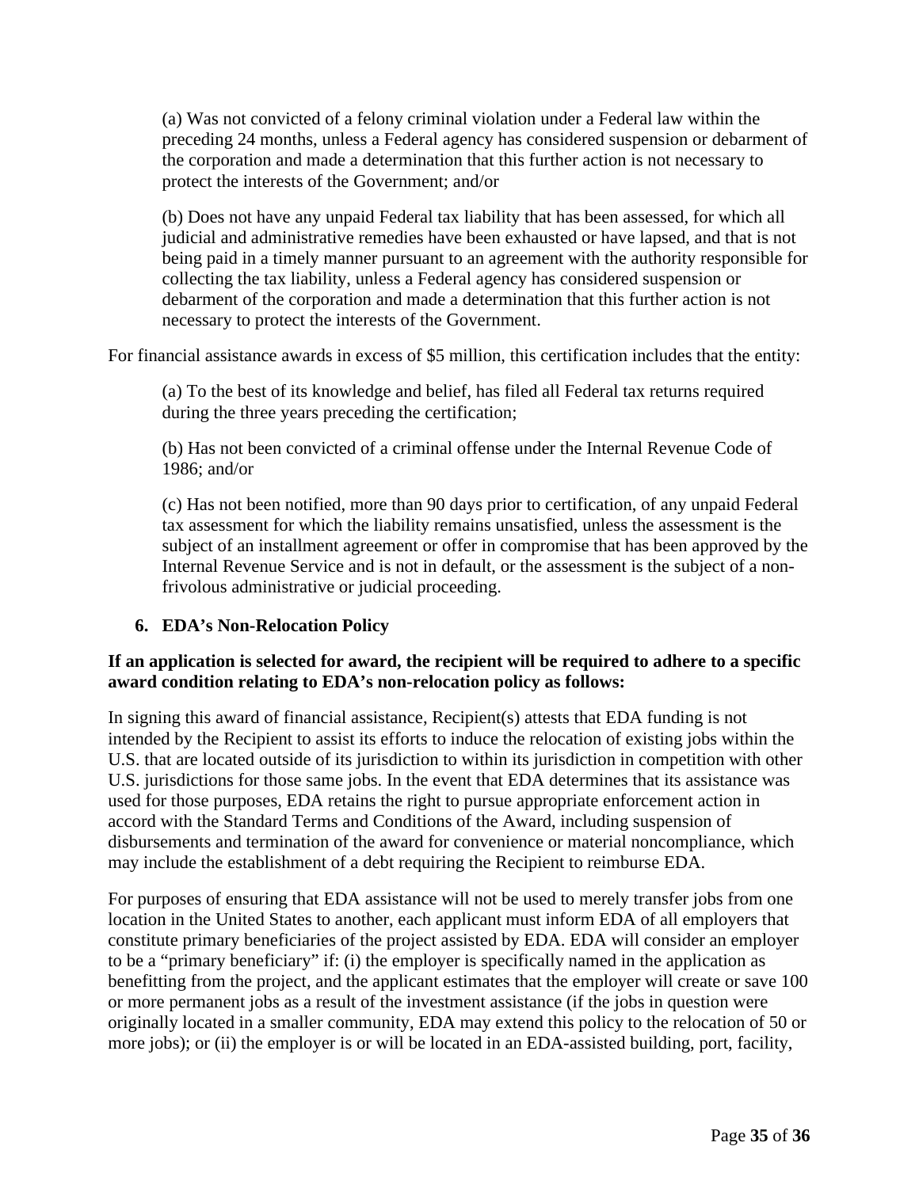(a) Was not convicted of a felony criminal violation under a Federal law within the preceding 24 months, unless a Federal agency has considered suspension or debarment of the corporation and made a determination that this further action is not necessary to protect the interests of the Government; and/or

(b) Does not have any unpaid Federal tax liability that has been assessed, for which all judicial and administrative remedies have been exhausted or have lapsed, and that is not being paid in a timely manner pursuant to an agreement with the authority responsible for collecting the tax liability, unless a Federal agency has considered suspension or debarment of the corporation and made a determination that this further action is not necessary to protect the interests of the Government.

For financial assistance awards in excess of $5 million, this certification includes that the entity:

(a) To the best of its knowledge and belief, has filed all Federal tax returns required during the three years preceding the certification;

(b) Has not been convicted of a criminal offense under the Internal Revenue Code of 1986; and/or

(c) Has not been notified, more than 90 days prior to certification, of any unpaid Federal tax assessment for which the liability remains unsatisfied, unless the assessment is the subject of an installment agreement or offer in compromise that has been approved by the Internal Revenue Service and is not in default, or the assessment is the subject of a non-frivolous administrative or judicial proceeding.

## 6. EDA's Non-Relocation Policy

**If an application is selected for award, the recipient will be required to adhere to a specific award condition relating to EDA's non-relocation policy as follows:**

In signing this award of financial assistance, Recipient(s) attests that EDA funding is not intended by the Recipient to assist its efforts to induce the relocation of existing jobs within the U.S. that are located outside of its jurisdiction to within its jurisdiction in competition with other U.S. jurisdictions for those same jobs. In the event that EDA determines that its assistance was used for those purposes, EDA retains the right to pursue appropriate enforcement action in accord with the Standard Terms and Conditions of the Award, including suspension of disbursements and termination of the award for convenience or material noncompliance, which may include the establishment of a debt requiring the Recipient to reimburse EDA.

For purposes of ensuring that EDA assistance will not be used to merely transfer jobs from one location in the United States to another, each applicant must inform EDA of all employers that constitute primary beneficiaries of the project assisted by EDA. EDA will consider an employer to be a "primary beneficiary" if: (i) the employer is specifically named in the application as benefitting from the project, and the applicant estimates that the employer will create or save 100 or more permanent jobs as a result of the investment assistance (if the jobs in question were originally located in a smaller community, EDA may extend this policy to the relocation of 50 or more jobs); or (ii) the employer is or will be located in an EDA-assisted building, port, facility,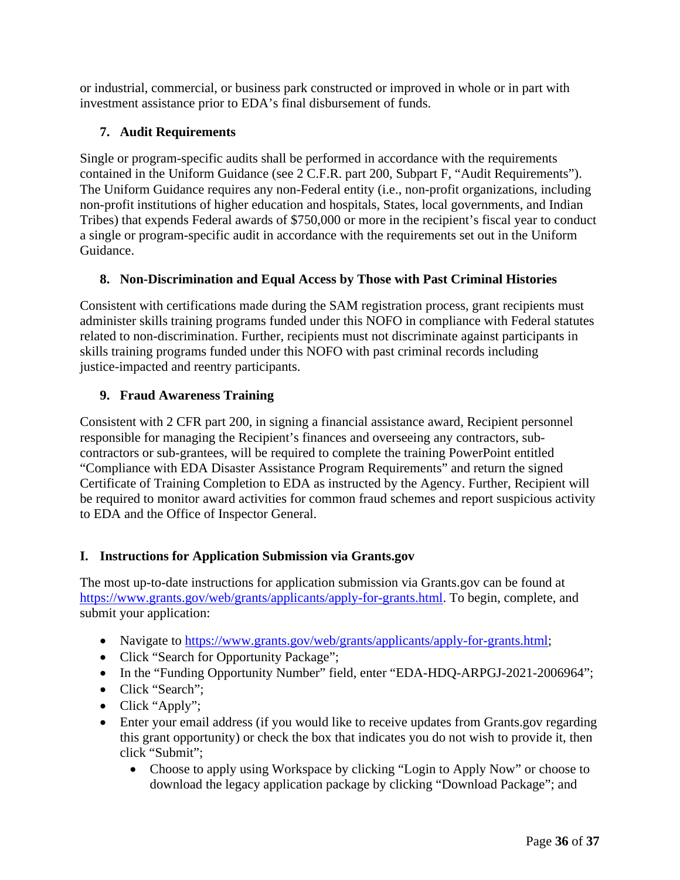or industrial, commercial, or business park constructed or improved in whole or in part with investment assistance prior to EDA's final disbursement of funds.

### 7. Audit Requirements

Single or program-specific audits shall be performed in accordance with the requirements contained in the Uniform Guidance (see 2 C.F.R. part 200, Subpart F, "Audit Requirements"). The Uniform Guidance requires any non-Federal entity (i.e., non-profit organizations, including non-profit institutions of higher education and hospitals, States, local governments, and Indian Tribes) that expends Federal awards of $750,000 or more in the recipient's fiscal year to conduct a single or program-specific audit in accordance with the requirements set out in the Uniform Guidance.

### 8. Non-Discrimination and Equal Access by Those with Past Criminal Histories

Consistent with certifications made during the SAM registration process, grant recipients must administer skills training programs funded under this NOFO in compliance with Federal statutes related to non-discrimination. Further, recipients must not discriminate against participants in skills training programs funded under this NOFO with past criminal records including justice-impacted and reentry participants.

### 9. Fraud Awareness Training

Consistent with 2 CFR part 200, in signing a financial assistance award, Recipient personnel responsible for managing the Recipient's finances and overseeing any contractors, sub-contractors or sub-grantees, will be required to complete the training PowerPoint entitled "Compliance with EDA Disaster Assistance Program Requirements" and return the signed Certificate of Training Completion to EDA as instructed by the Agency. Further, Recipient will be required to monitor award activities for common fraud schemes and report suspicious activity to EDA and the Office of Inspector General.

## I. Instructions for Application Submission via Grants.gov

The most up-to-date instructions for application submission via Grants.gov can be found at https://www.grants.gov/web/grants/applicants/apply-for-grants.html. To begin, complete, and submit your application:

- Navigate to https://www.grants.gov/web/grants/applicants/apply-for-grants.html;
- Click "Search for Opportunity Package";
- In the "Funding Opportunity Number" field, enter "EDA-HDQ-ARPGJ-2021-2006964";
- Click "Search";
- Click "Apply";
- Enter your email address (if you would like to receive updates from Grants.gov regarding this grant opportunity) or check the box that indicates you do not wish to provide it, then click "Submit";
  - Choose to apply using Workspace by clicking "Login to Apply Now" or choose to download the legacy application package by clicking "Download Package"; and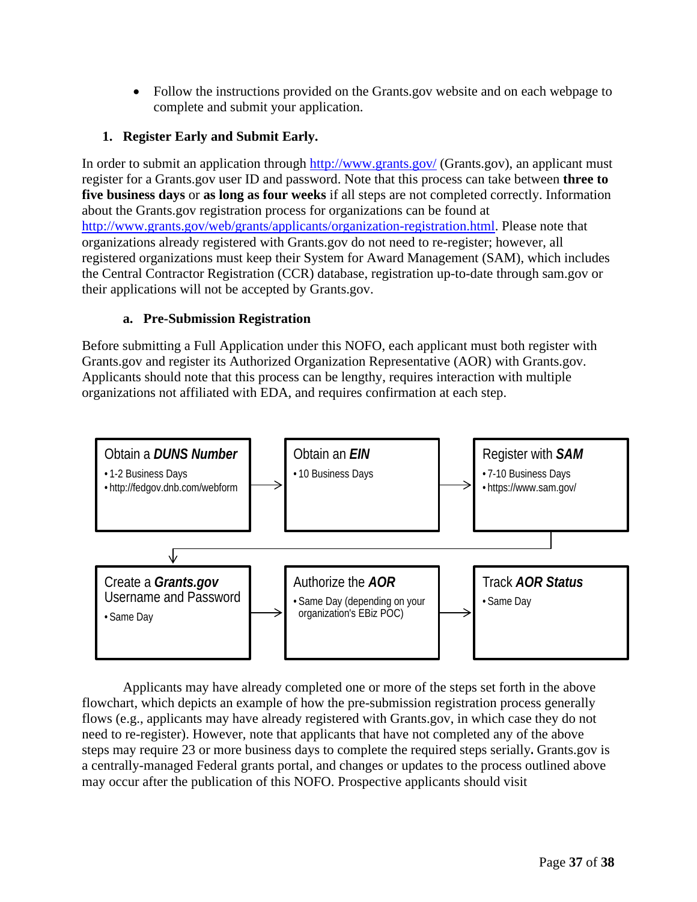- Follow the instructions provided on the Grants.gov website and on each webpage to complete and submit your application.

1. **Register Early and Submit Early.**

In order to submit an application through [http://www.grants.gov/](http://www.grants.gov/) (Grants.gov), an applicant must register for a Grants.gov user ID and password. Note that this process can take between **three to five business days** or **as long as four weeks** if all steps are not completed correctly. Information about the Grants.gov registration process for organizations can be found at [http://www.grants.gov/web/grants/applicants/organization-registration.html](http://www.grants.gov/web/grants/applicants/organization-registration.html). Please note that organizations already registered with Grants.gov do not need to re-register; however, all registered organizations must keep their System for Award Management (SAM), which includes the Central Contractor Registration (CCR) database, registration up-to-date through sam.gov or their applications will not be accepted by Grants.gov.

**a. Pre-Submission Registration**

Before submitting a Full Application under this NOFO, each applicant must both register with Grants.gov and register its Authorized Organization Representative (AOR) with Grants.gov. Applicants should note that this process can be lengthy, requires interaction with multiple organizations not affiliated with EDA, and requires confirmation at each step.

| Step | Timing / Details |
| --- | --- |
| Obtain a ***DUNS Number*** | • 1-2 Business Days<br>• http://fedgov.dnb.com/webform |
| → Obtain an ***EIN*** | • 10 Business Days |
| → Register with ***SAM*** | • 7-10 Business Days<br>• https://www.sam.gov/ |
| → Create a ***Grants.gov*** Username and Password | • Same Day |
| → Authorize the ***AOR*** | • Same Day (depending on your organization's EBiz POC) |
| → Track ***AOR Status*** | • Same Day |

Applicants may have already completed one or more of the steps set forth in the above flowchart, which depicts an example of how the pre-submission registration process generally flows (e.g., applicants may have already registered with Grants.gov, in which case they do not need to re-register). However, note that applicants that have not completed any of the above steps may require 23 or more business days to complete the required steps serially**.** Grants.gov is a centrally-managed Federal grants portal, and changes or updates to the process outlined above may occur after the publication of this NOFO. Prospective applicants should visit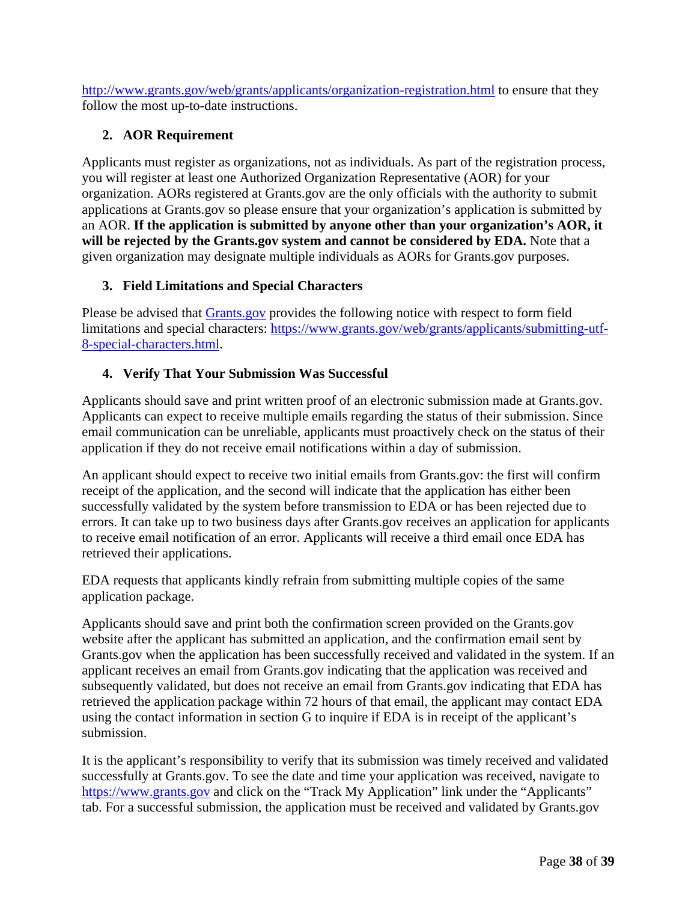http://www.grants.gov/web/grants/applicants/organization-registration.html to ensure that they follow the most up-to-date instructions.

### 2. AOR Requirement

Applicants must register as organizations, not as individuals. As part of the registration process, you will register at least one Authorized Organization Representative (AOR) for your organization. AORs registered at Grants.gov are the only officials with the authority to submit applications at Grants.gov so please ensure that your organization's application is submitted by an AOR. **If the application is submitted by anyone other than your organization's AOR, it will be rejected by the Grants.gov system and cannot be considered by EDA.** Note that a given organization may designate multiple individuals as AORs for Grants.gov purposes.

### 3. Field Limitations and Special Characters

Please be advised that Grants.gov provides the following notice with respect to form field limitations and special characters: https://www.grants.gov/web/grants/applicants/submitting-utf-8-special-characters.html.

### 4. Verify That Your Submission Was Successful

Applicants should save and print written proof of an electronic submission made at Grants.gov. Applicants can expect to receive multiple emails regarding the status of their submission. Since email communication can be unreliable, applicants must proactively check on the status of their application if they do not receive email notifications within a day of submission.

An applicant should expect to receive two initial emails from Grants.gov: the first will confirm receipt of the application, and the second will indicate that the application has either been successfully validated by the system before transmission to EDA or has been rejected due to errors. It can take up to two business days after Grants.gov receives an application for applicants to receive email notification of an error. Applicants will receive a third email once EDA has retrieved their applications.

EDA requests that applicants kindly refrain from submitting multiple copies of the same application package.

Applicants should save and print both the confirmation screen provided on the Grants.gov website after the applicant has submitted an application, and the confirmation email sent by Grants.gov when the application has been successfully received and validated in the system. If an applicant receives an email from Grants.gov indicating that the application was received and subsequently validated, but does not receive an email from Grants.gov indicating that EDA has retrieved the application package within 72 hours of that email, the applicant may contact EDA using the contact information in section G to inquire if EDA is in receipt of the applicant's submission.

It is the applicant's responsibility to verify that its submission was timely received and validated successfully at Grants.gov. To see the date and time your application was received, navigate to https://www.grants.gov and click on the "Track My Application" link under the "Applicants" tab. For a successful submission, the application must be received and validated by Grants.gov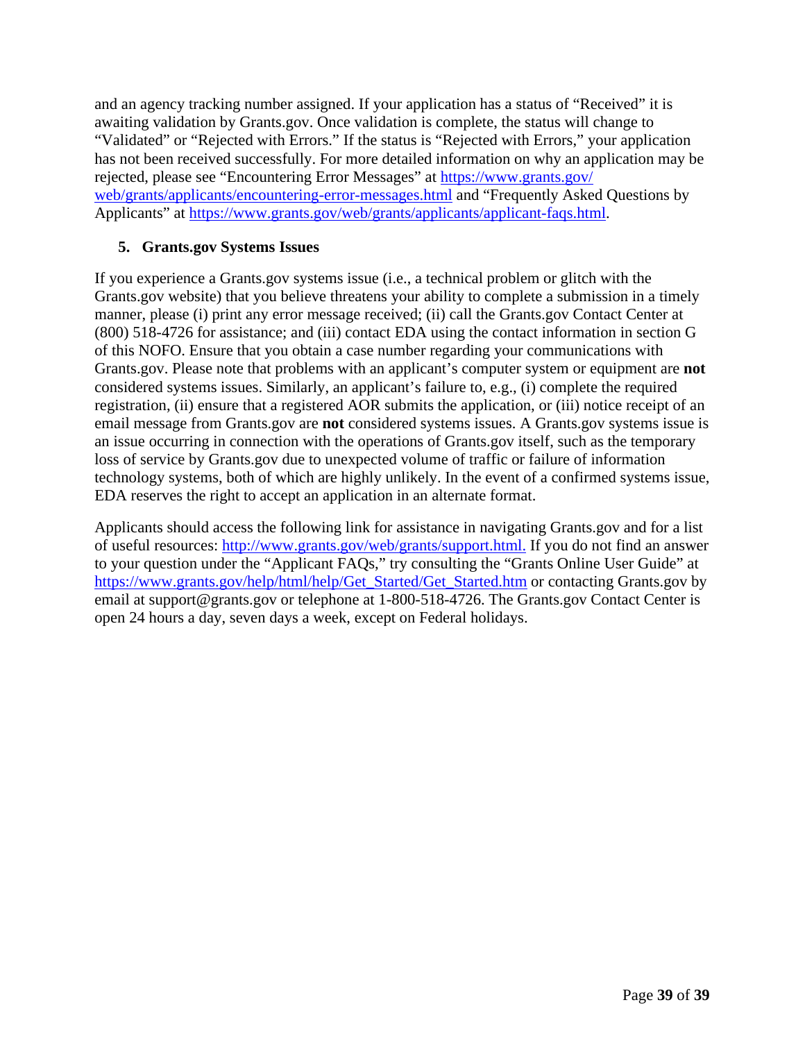and an agency tracking number assigned. If your application has a status of "Received" it is awaiting validation by Grants.gov. Once validation is complete, the status will change to "Validated" or "Rejected with Errors." If the status is "Rejected with Errors," your application has not been received successfully. For more detailed information on why an application may be rejected, please see "Encountering Error Messages" at https://www.grants.gov/web/grants/applicants/encountering-error-messages.html and "Frequently Asked Questions by Applicants" at https://www.grants.gov/web/grants/applicants/applicant-faqs.html.

### 5. Grants.gov Systems Issues

If you experience a Grants.gov systems issue (i.e., a technical problem or glitch with the Grants.gov website) that you believe threatens your ability to complete a submission in a timely manner, please (i) print any error message received; (ii) call the Grants.gov Contact Center at (800) 518-4726 for assistance; and (iii) contact EDA using the contact information in section G of this NOFO. Ensure that you obtain a case number regarding your communications with Grants.gov. Please note that problems with an applicant's computer system or equipment are **not** considered systems issues. Similarly, an applicant's failure to, e.g., (i) complete the required registration, (ii) ensure that a registered AOR submits the application, or (iii) notice receipt of an email message from Grants.gov are **not** considered systems issues. A Grants.gov systems issue is an issue occurring in connection with the operations of Grants.gov itself, such as the temporary loss of service by Grants.gov due to unexpected volume of traffic or failure of information technology systems, both of which are highly unlikely. In the event of a confirmed systems issue, EDA reserves the right to accept an application in an alternate format.

Applicants should access the following link for assistance in navigating Grants.gov and for a list of useful resources: http://www.grants.gov/web/grants/support.html. If you do not find an answer to your question under the "Applicant FAQs," try consulting the "Grants Online User Guide" at https://www.grants.gov/help/html/help/Get_Started/Get_Started.htm or contacting Grants.gov by email at support@grants.gov or telephone at 1-800-518-4726. The Grants.gov Contact Center is open 24 hours a day, seven days a week, except on Federal holidays.